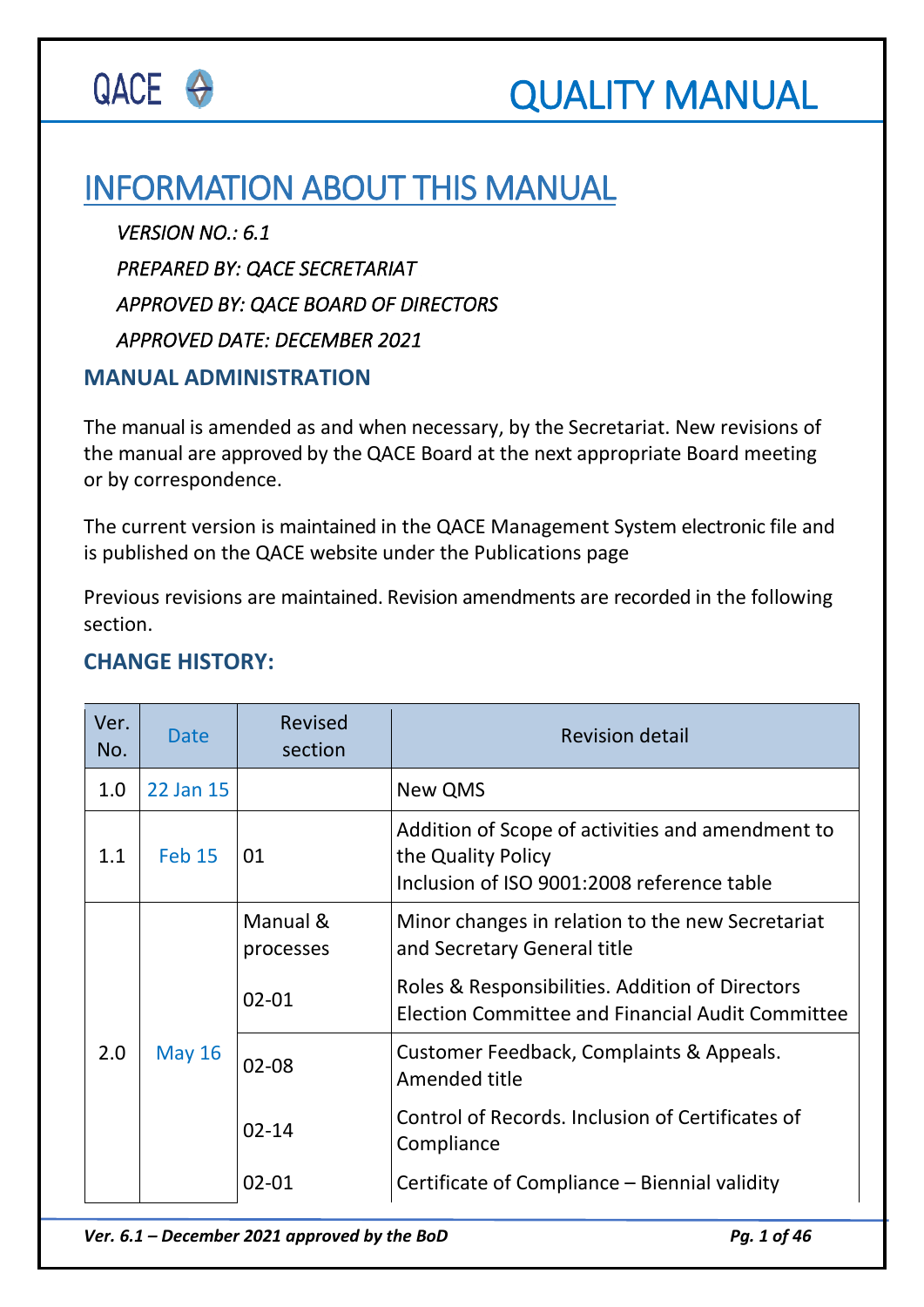QACE

# QUALITY MANUAL

## INFORMATION ABOUT THIS MANUAL

*VERSION NO.: 6.1*

*PREPARED BY: QACE SECRETARIAT*

*APPROVED BY: QACE BOARD OF DIRECTORS*

*APPROVED DATE: DECEMBER 2021*

### MANUAL ADMINISTRATION

The manual is amended as and when necessary, by the Secretariat. New revisions of the manual are approved by the QACE Board at the next appropriate Board meeting or by correspondence.

The current version is maintained in the QACE Management System electronic file and is published on the QACE website under the Publications page

Previous revisions are maintained. Revision amendments are recorded in the following section.

### CHANGE HISTORY:

| Ver. No. | Date | Revised section | Revision detail |
|---|---|---|---|
| 1.0 | 22 Jan 15 | | New QMS |
| 1.1 | Feb 15 | 01 | Addition of Scope of activities and amendment to the Quality Policy<br>Inclusion of ISO 9001:2008 reference table |
| 2.0 | May 16 | Manual & processes | Minor changes in relation to the new Secretariat and Secretary General title |
| | | 02-01 | Roles & Responsibilities. Addition of Directors Election Committee and Financial Audit Committee |
| | | 02-08 | Customer Feedback, Complaints & Appeals. Amended title |
| | | 02-14 | Control of Records. Inclusion of Certificates of Compliance |
| | | 02-01 | Certificate of Compliance – Biennial validity |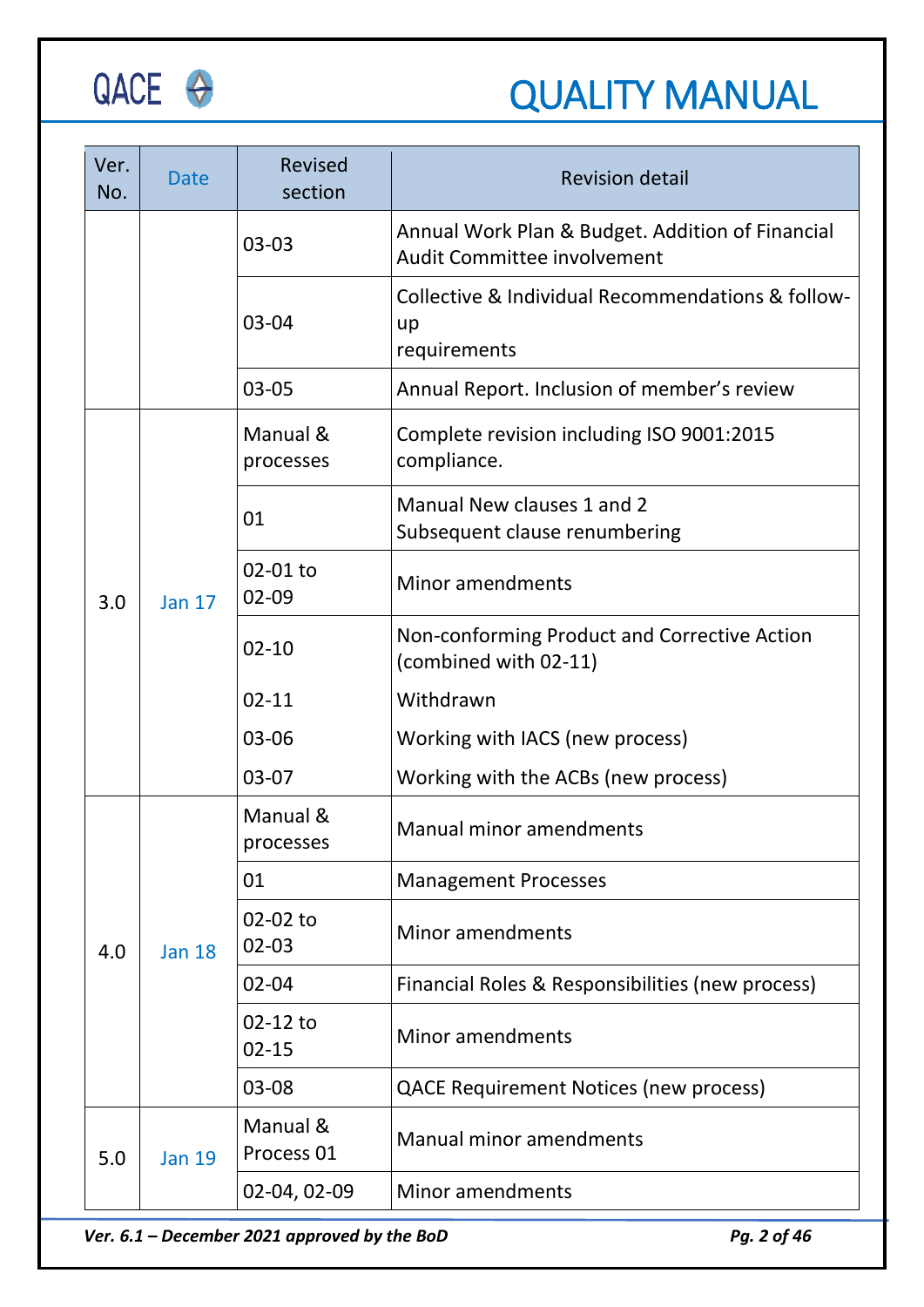| Ver. No. | Date | Revised section | Revision detail |
|---|---|---|---|
| | | 03-03 | Annual Work Plan & Budget. Addition of Financial Audit Committee involvement |
| | | 03-04 | Collective & Individual Recommendations & follow-up requirements |
| | | 03-05 | Annual Report. Inclusion of member's review |
| 3.0 | Jan 17 | Manual & processes | Complete revision including ISO 9001:2015 compliance. |
| | | 01 | Manual New clauses 1 and 2<br>Subsequent clause renumbering |
| | | 02-01 to 02-09 | Minor amendments |
| | | 02-10 | Non-conforming Product and Corrective Action (combined with 02-11) |
| | | 02-11 | Withdrawn |
| | | 03-06 | Working with IACS (new process) |
| | | 03-07 | Working with the ACBs (new process) |
| 4.0 | Jan 18 | Manual & processes | Manual minor amendments |
| | | 01 | Management Processes |
| | | 02-02 to 02-03 | Minor amendments |
| | | 02-04 | Financial Roles & Responsibilities (new process) |
| | | 02-12 to 02-15 | Minor amendments |
| | | 03-08 | QACE Requirement Notices (new process) |
| 5.0 | Jan 19 | Manual & Process 01 | Manual minor amendments |
| | | 02-04, 02-09 | Minor amendments |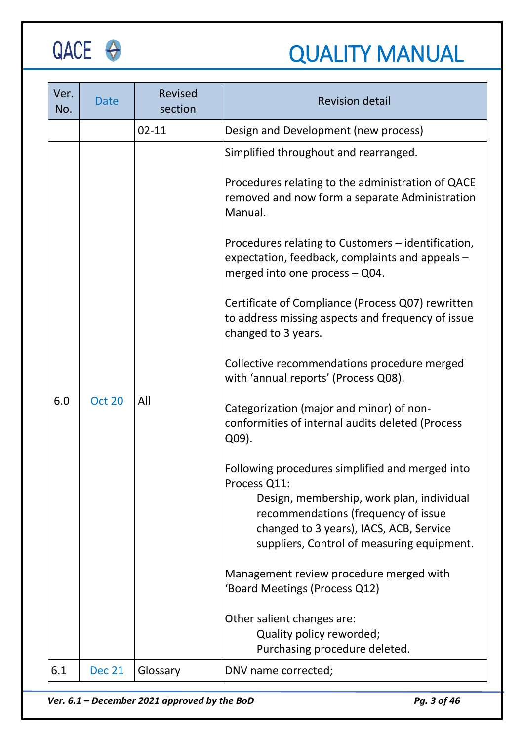| Ver. No. | Date | Revised section | Revision detail |
|---|---|---|---|
| | | 02-11 | Design and Development (new process) |
| 6.0 | Oct 20 | All | Simplified throughout and rearranged.<br><br>Procedures relating to the administration of QACE removed and now form a separate Administration Manual.<br><br>Procedures relating to Customers – identification, expectation, feedback, complaints and appeals – merged into one process – Q04.<br><br>Certificate of Compliance (Process Q07) rewritten to address missing aspects and frequency of issue changed to 3 years.<br><br>Collective recommendations procedure merged with 'annual reports' (Process Q08).<br><br>Categorization (major and minor) of non-conformities of internal audits deleted (Process Q09).<br><br>Following procedures simplified and merged into Process Q11:<br>Design, membership, work plan, individual recommendations (frequency of issue changed to 3 years), IACS, ACB, Service suppliers, Control of measuring equipment.<br><br>Management review procedure merged with 'Board Meetings (Process Q12)<br><br>Other salient changes are:<br>Quality policy reworded;<br>Purchasing procedure deleted. |
| 6.1 | Dec 21 | Glossary | DNV name corrected; |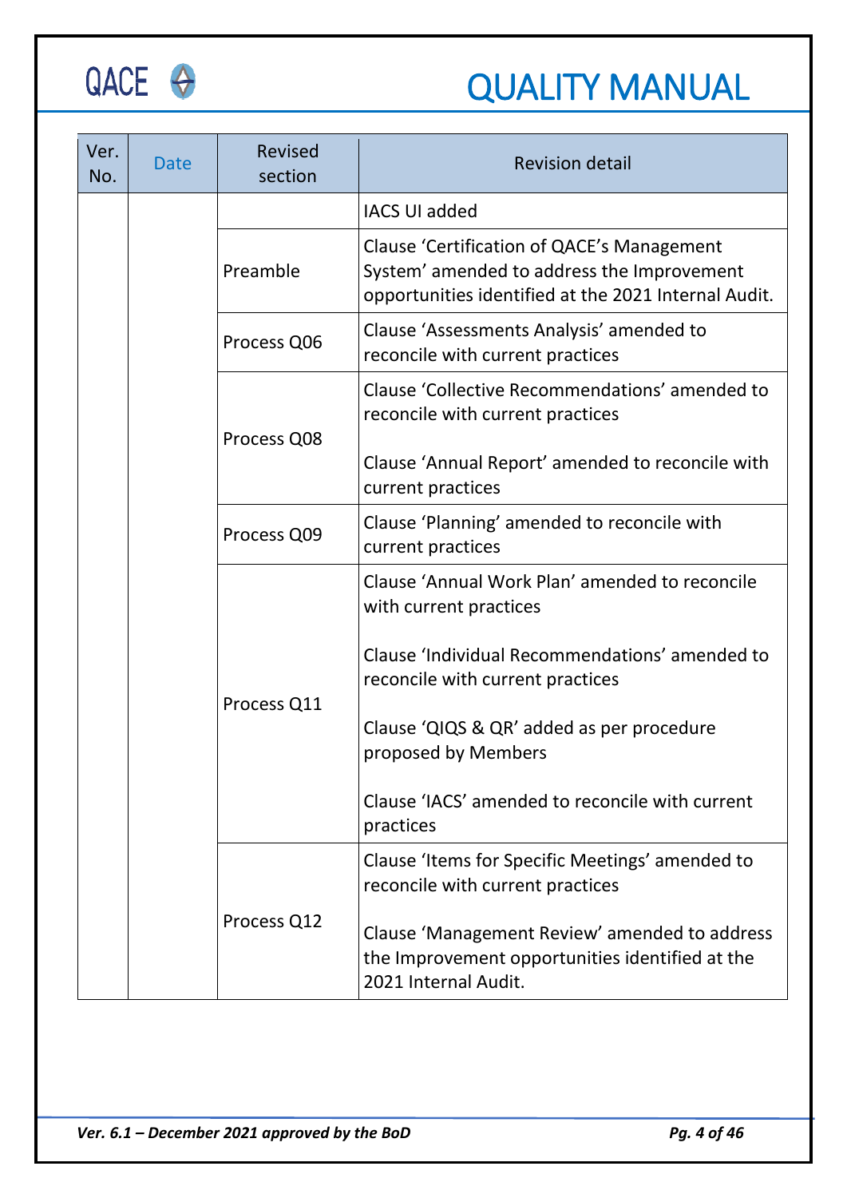| Ver. No. | Date | Revised section | Revision detail |
|---|---|---|---|
| | | | IACS UI added |
| | | Preamble | Clause 'Certification of QACE's Management System' amended to address the Improvement opportunities identified at the 2021 Internal Audit. |
| | | Process Q06 | Clause 'Assessments Analysis' amended to reconcile with current practices |
| | | Process Q08 | Clause 'Collective Recommendations' amended to reconcile with current practices<br><br>Clause 'Annual Report' amended to reconcile with current practices |
| | | Process Q09 | Clause 'Planning' amended to reconcile with current practices |
| | | Process Q11 | Clause 'Annual Work Plan' amended to reconcile with current practices<br><br>Clause 'Individual Recommendations' amended to reconcile with current practices<br><br>Clause 'QIQS & QR' added as per procedure proposed by Members<br><br>Clause 'IACS' amended to reconcile with current practices |
| | | Process Q12 | Clause 'Items for Specific Meetings' amended to reconcile with current practices<br><br>Clause 'Management Review' amended to address the Improvement opportunities identified at the 2021 Internal Audit. |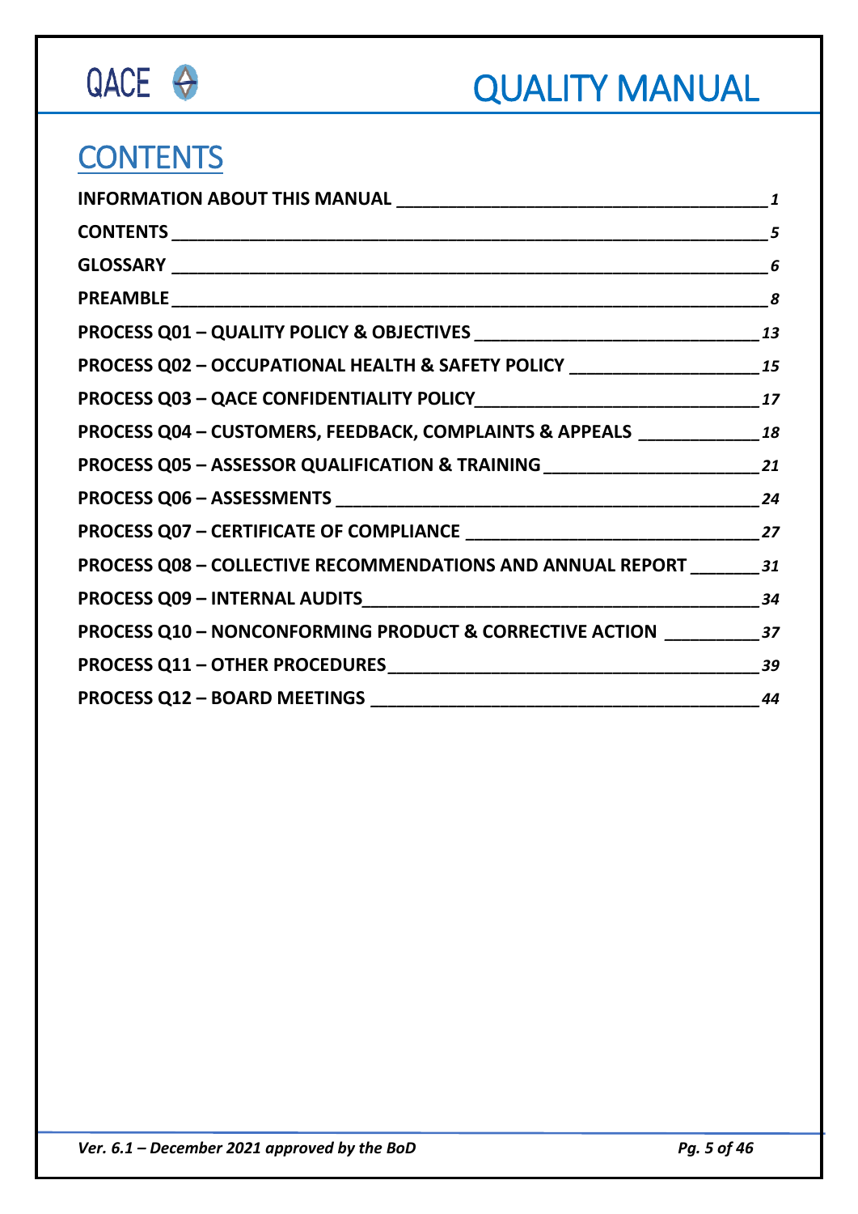# CONTENTS

**INFORMATION ABOUT THIS MANUAL** — *1*

**CONTENTS** — *5*

**GLOSSARY** — *6*

**PREAMBLE** — *8*

**PROCESS Q01 – QUALITY POLICY & OBJECTIVES** — *13*

**PROCESS Q02 – OCCUPATIONAL HEALTH & SAFETY POLICY** — *15*

**PROCESS Q03 – QACE CONFIDENTIALITY POLICY** — *17*

**PROCESS Q04 – CUSTOMERS, FEEDBACK, COMPLAINTS & APPEALS** — *18*

**PROCESS Q05 – ASSESSOR QUALIFICATION & TRAINING** — *21*

**PROCESS Q06 – ASSESSMENTS** — *24*

**PROCESS Q07 – CERTIFICATE OF COMPLIANCE** — *27*

**PROCESS Q08 – COLLECTIVE RECOMMENDATIONS AND ANNUAL REPORT** — *31*

**PROCESS Q09 – INTERNAL AUDITS** — *34*

**PROCESS Q10 – NONCONFORMING PRODUCT & CORRECTIVE ACTION** — *37*

**PROCESS Q11 – OTHER PROCEDURES** — *39*

**PROCESS Q12 – BOARD MEETINGS** — *44*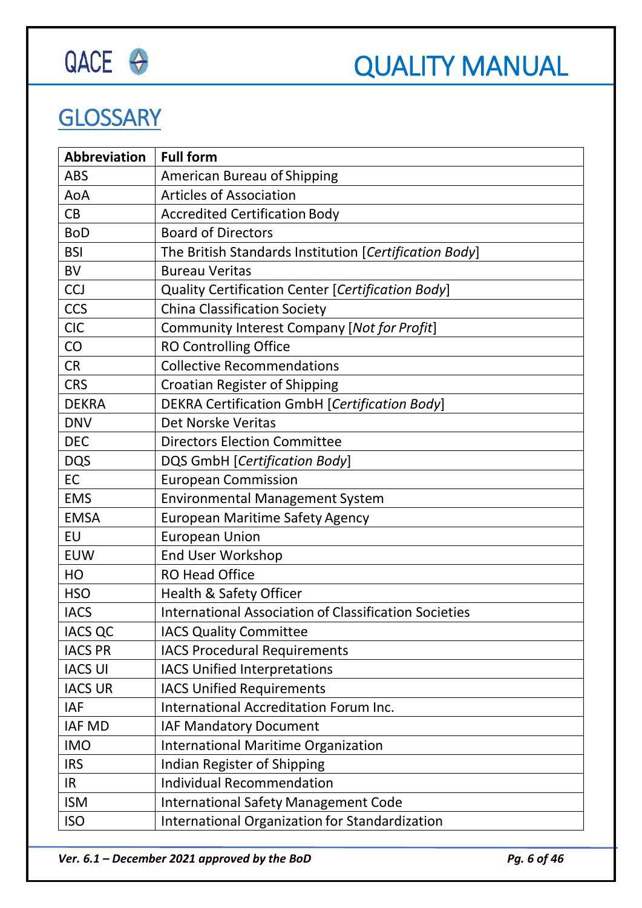# GLOSSARY

| Abbreviation | Full form |
|---|---|
| ABS | American Bureau of Shipping |
| AoA | Articles of Association |
| CB | Accredited Certification Body |
| BoD | Board of Directors |
| BSI | The British Standards Institution [*Certification Body*] |
| BV | Bureau Veritas |
| CCJ | Quality Certification Center [*Certification Body*] |
| CCS | China Classification Society |
| CIC | Community Interest Company [*Not for Profit*] |
| CO | RO Controlling Office |
| CR | Collective Recommendations |
| CRS | Croatian Register of Shipping |
| DEKRA | DEKRA Certification GmbH [*Certification Body*] |
| DNV | Det Norske Veritas |
| DEC | Directors Election Committee |
| DQS | DQS GmbH [*Certification Body*] |
| EC | European Commission |
| EMS | Environmental Management System |
| EMSA | European Maritime Safety Agency |
| EU | European Union |
| EUW | End User Workshop |
| HO | RO Head Office |
| HSO | Health & Safety Officer |
| IACS | International Association of Classification Societies |
| IACS QC | IACS Quality Committee |
| IACS PR | IACS Procedural Requirements |
| IACS UI | IACS Unified Interpretations |
| IACS UR | IACS Unified Requirements |
| IAF | International Accreditation Forum Inc. |
| IAF MD | IAF Mandatory Document |
| IMO | International Maritime Organization |
| IRS | Indian Register of Shipping |
| IR | Individual Recommendation |
| ISM | International Safety Management Code |
| ISO | International Organization for Standardization |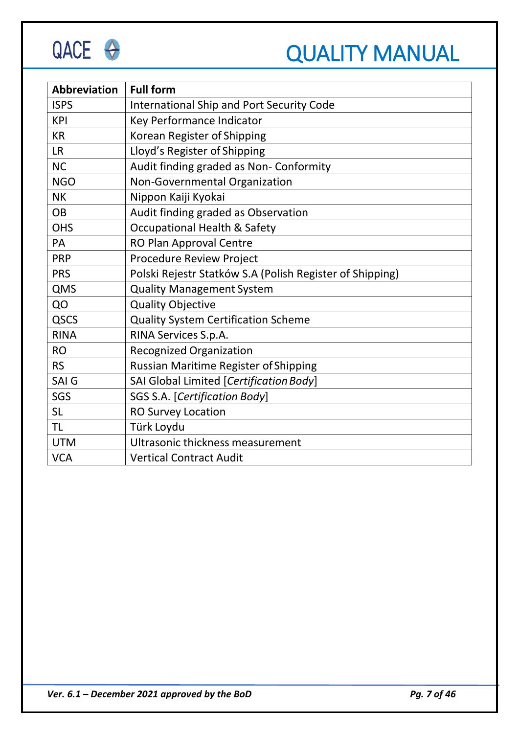| Abbreviation | Full form |
|---|---|
| ISPS | International Ship and Port Security Code |
| KPI | Key Performance Indicator |
| KR | Korean Register of Shipping |
| LR | Lloyd’s Register of Shipping |
| NC | Audit finding graded as Non- Conformity |
| NGO | Non-Governmental Organization |
| NK | Nippon Kaiji Kyokai |
| OB | Audit finding graded as Observation |
| OHS | Occupational Health & Safety |
| PA | RO Plan Approval Centre |
| PRP | Procedure Review Project |
| PRS | Polski Rejestr Statków S.A (Polish Register of Shipping) |
| QMS | Quality Management System |
| QO | Quality Objective |
| QSCS | Quality System Certification Scheme |
| RINA | RINA Services S.p.A. |
| RO | Recognized Organization |
| RS | Russian Maritime Register of Shipping |
| SAI G | SAI Global Limited [*Certification Body*] |
| SGS | SGS S.A. [*Certification Body*] |
| SL | RO Survey Location |
| TL | Türk Loydu |
| UTM | Ultrasonic thickness measurement |
| VCA | Vertical Contract Audit |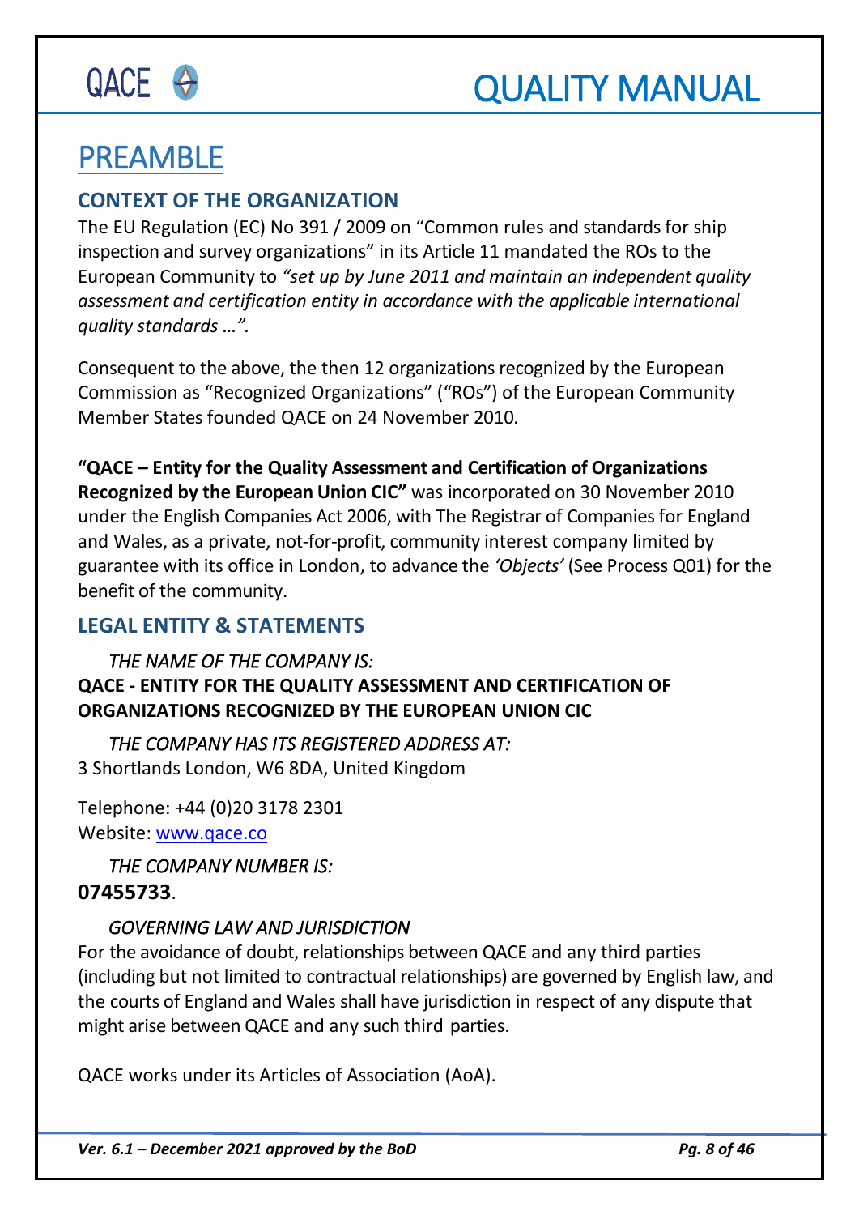# PREAMBLE

## CONTEXT OF THE ORGANIZATION

The EU Regulation (EC) No 391 / 2009 on "Common rules and standards for ship inspection and survey organizations" in its Article 11 mandated the ROs to the European Community to *"set up by June 2011 and maintain an independent quality assessment and certification entity in accordance with the applicable international quality standards …".*

Consequent to the above, the then 12 organizations recognized by the European Commission as "Recognized Organizations" ("ROs") of the European Community Member States founded QACE on 24 November 2010.

**"QACE – Entity for the Quality Assessment and Certification of Organizations Recognized by the European Union CIC"** was incorporated on 30 November 2010 under the English Companies Act 2006, with The Registrar of Companies for England and Wales, as a private, not-for-profit, community interest company limited by guarantee with its office in London, to advance the *'Objects'* (See Process Q01) for the benefit of the community.

## LEGAL ENTITY & STATEMENTS

*THE NAME OF THE COMPANY IS:*

**QACE - ENTITY FOR THE QUALITY ASSESSMENT AND CERTIFICATION OF ORGANIZATIONS RECOGNIZED BY THE EUROPEAN UNION CIC**

*THE COMPANY HAS ITS REGISTERED ADDRESS AT:*

3 Shortlands London, W6 8DA, United Kingdom

Telephone: +44 (0)20 3178 2301
Website: www.qace.co

*THE COMPANY NUMBER IS:*

**07455733**.

*GOVERNING LAW AND JURISDICTION*

For the avoidance of doubt, relationships between QACE and any third parties (including but not limited to contractual relationships) are governed by English law, and the courts of England and Wales shall have jurisdiction in respect of any dispute that might arise between QACE and any such third parties.

QACE works under its Articles of Association (AoA).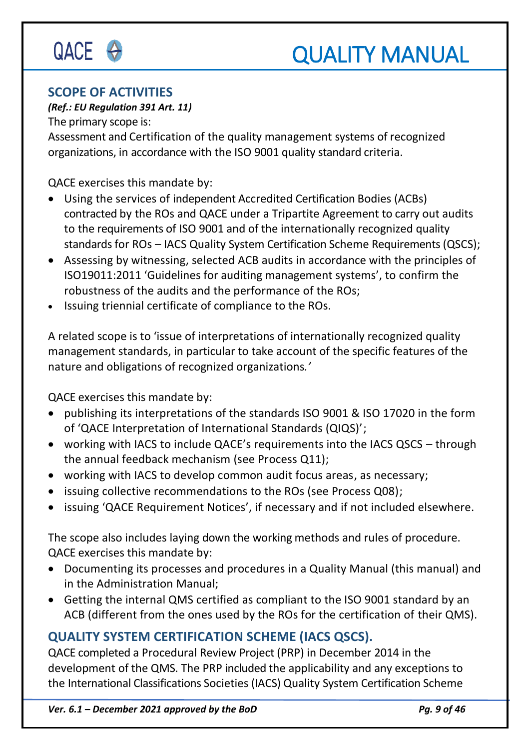## SCOPE OF ACTIVITIES

***(Ref.: EU Regulation 391 Art. 11)***

The primary scope is:

Assessment and Certification of the quality management systems of recognized organizations, in accordance with the ISO 9001 quality standard criteria.

QACE exercises this mandate by:

- Using the services of independent Accredited Certification Bodies (ACBs) contracted by the ROs and QACE under a Tripartite Agreement to carry out audits to the requirements of ISO 9001 and of the internationally recognized quality standards for ROs – IACS Quality System Certification Scheme Requirements (QSCS);
- Assessing by witnessing, selected ACB audits in accordance with the principles of ISO19011:2011 'Guidelines for auditing management systems', to confirm the robustness of the audits and the performance of the ROs;
- Issuing triennial certificate of compliance to the ROs.

A related scope is to 'issue of interpretations of internationally recognized quality management standards, in particular to take account of the specific features of the nature and obligations of recognized organizations.'

QACE exercises this mandate by:

- publishing its interpretations of the standards ISO 9001 & ISO 17020 in the form of 'QACE Interpretation of International Standards (QIQS)';
- working with IACS to include QACE's requirements into the IACS QSCS – through the annual feedback mechanism (see Process Q11);
- working with IACS to develop common audit focus areas, as necessary;
- issuing collective recommendations to the ROs (see Process Q08);
- issuing 'QACE Requirement Notices', if necessary and if not included elsewhere.

The scope also includes laying down the working methods and rules of procedure.
QACE exercises this mandate by:

- Documenting its processes and procedures in a Quality Manual (this manual) and in the Administration Manual;
- Getting the internal QMS certified as compliant to the ISO 9001 standard by an ACB (different from the ones used by the ROs for the certification of their QMS).

## QUALITY SYSTEM CERTIFICATION SCHEME (IACS QSCS).

QACE completed a Procedural Review Project (PRP) in December 2014 in the development of the QMS. The PRP included the applicability and any exceptions to the International Classifications Societies (IACS) Quality System Certification Scheme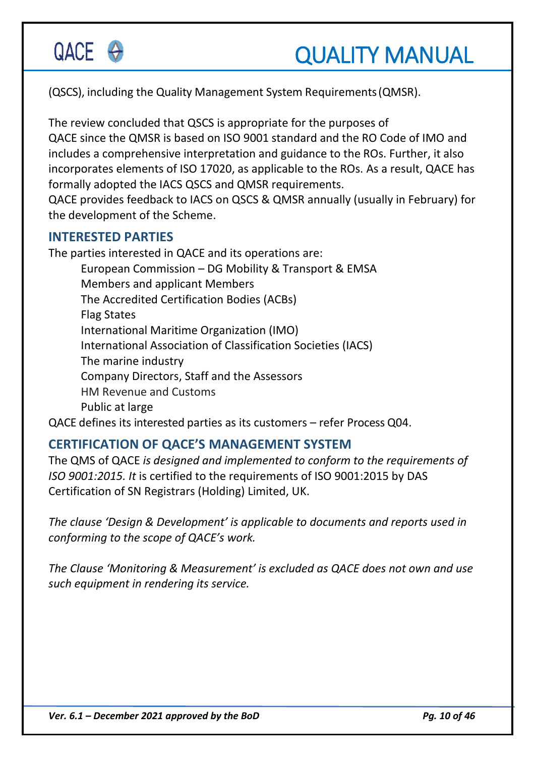(QSCS), including the Quality Management System Requirements (QMSR).

The review concluded that QSCS is appropriate for the purposes of QACE since the QMSR is based on ISO 9001 standard and the RO Code of IMO and includes a comprehensive interpretation and guidance to the ROs. Further, it also incorporates elements of ISO 17020, as applicable to the ROs. As a result, QACE has formally adopted the IACS QSCS and QMSR requirements.
QACE provides feedback to IACS on QSCS & QMSR annually (usually in February) for the development of the Scheme.

## INTERESTED PARTIES

The parties interested in QACE and its operations are:

- European Commission – DG Mobility & Transport & EMSA
- Members and applicant Members
- The Accredited Certification Bodies (ACBs)
- Flag States
- International Maritime Organization (IMO)
- International Association of Classification Societies (IACS)
- The marine industry
- Company Directors, Staff and the Assessors
- HM Revenue and Customs
- Public at large

QACE defines its interested parties as its customers – refer Process Q04.

## CERTIFICATION OF QACE'S MANAGEMENT SYSTEM

The QMS of QACE *is designed and implemented to conform to the requirements of ISO 9001:2015. It* is certified to the requirements of ISO 9001:2015 by DAS Certification of SN Registrars (Holding) Limited, UK.

*The clause 'Design & Development' is applicable to documents and reports used in conforming to the scope of QACE's work.*

*The Clause 'Monitoring & Measurement' is excluded as QACE does not own and use such equipment in rendering its service.*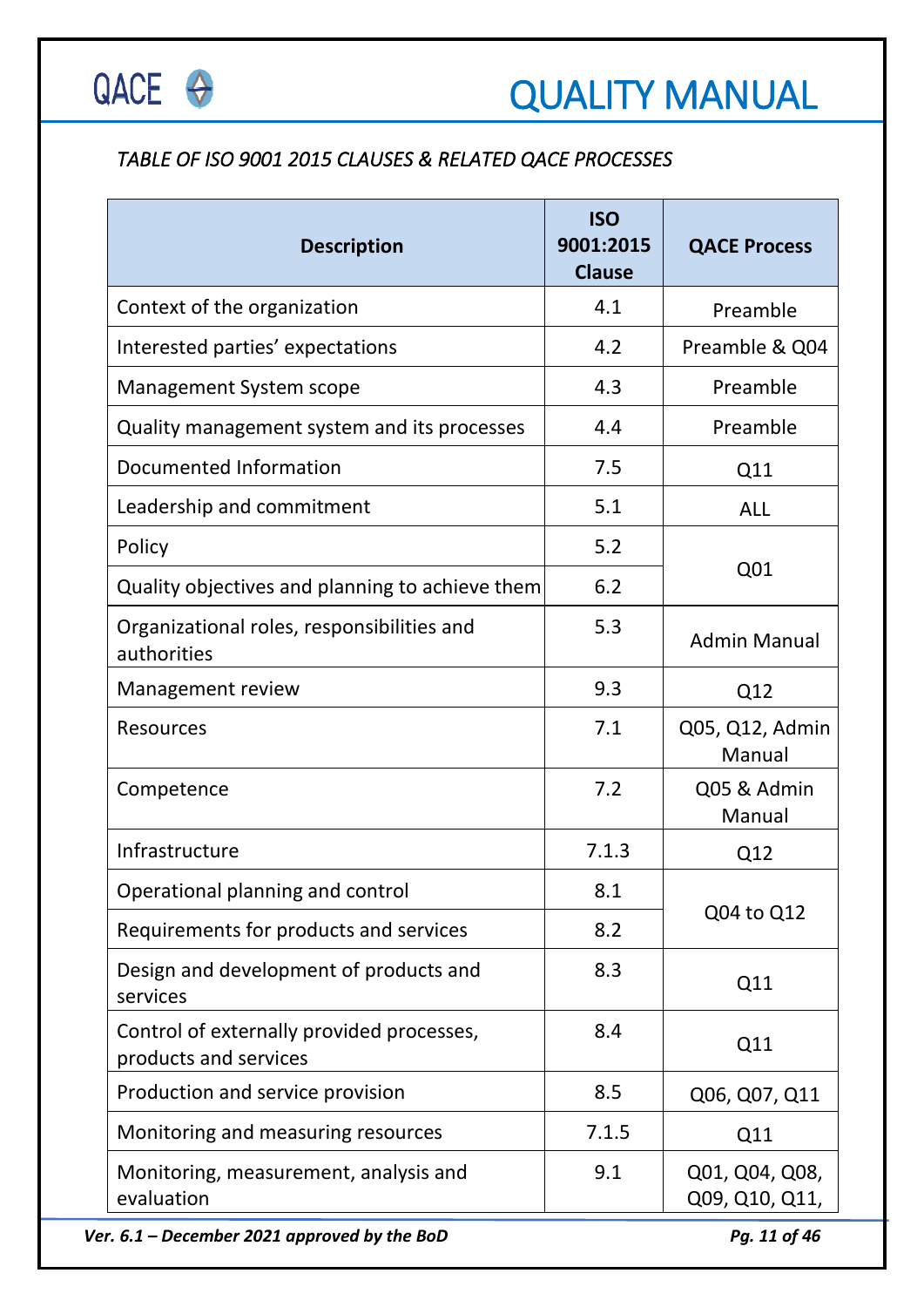*TABLE OF ISO 9001 2015 CLAUSES & RELATED QACE PROCESSES*

| Description | ISO 9001:2015 Clause | QACE Process |
|---|---|---|
| Context of the organization | 4.1 | Preamble |
| Interested parties' expectations | 4.2 | Preamble & Q04 |
| Management System scope | 4.3 | Preamble |
| Quality management system and its processes | 4.4 | Preamble |
| Documented Information | 7.5 | Q11 |
| Leadership and commitment | 5.1 | ALL |
| Policy | 5.2 | Q01 |
| Quality objectives and planning to achieve them | 6.2 | |
| Organizational roles, responsibilities and authorities | 5.3 | Admin Manual |
| Management review | 9.3 | Q12 |
| Resources | 7.1 | Q05, Q12, Admin Manual |
| Competence | 7.2 | Q05 & Admin Manual |
| Infrastructure | 7.1.3 | Q12 |
| Operational planning and control | 8.1 | Q04 to Q12 |
| Requirements for products and services | 8.2 | |
| Design and development of products and services | 8.3 | Q11 |
| Control of externally provided processes, products and services | 8.4 | Q11 |
| Production and service provision | 8.5 | Q06, Q07, Q11 |
| Monitoring and measuring resources | 7.1.5 | Q11 |
| Monitoring, measurement, analysis and evaluation | 9.1 | Q01, Q04, Q08, Q09, Q10, Q11, |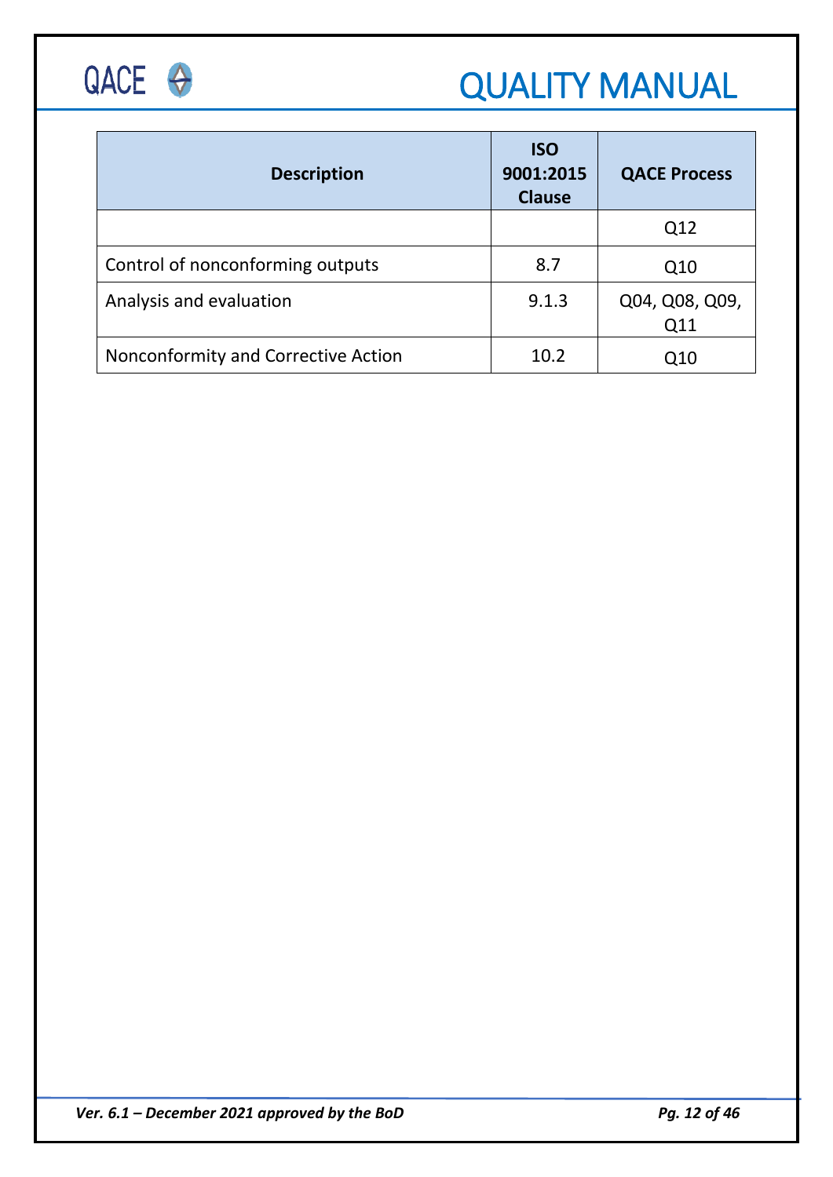| Description | ISO 9001:2015 Clause | QACE Process |
|---|---|---|
| | | Q12 |
| Control of nonconforming outputs | 8.7 | Q10 |
| Analysis and evaluation | 9.1.3 | Q04, Q08, Q09, Q11 |
| Nonconformity and Corrective Action | 10.2 | Q10 |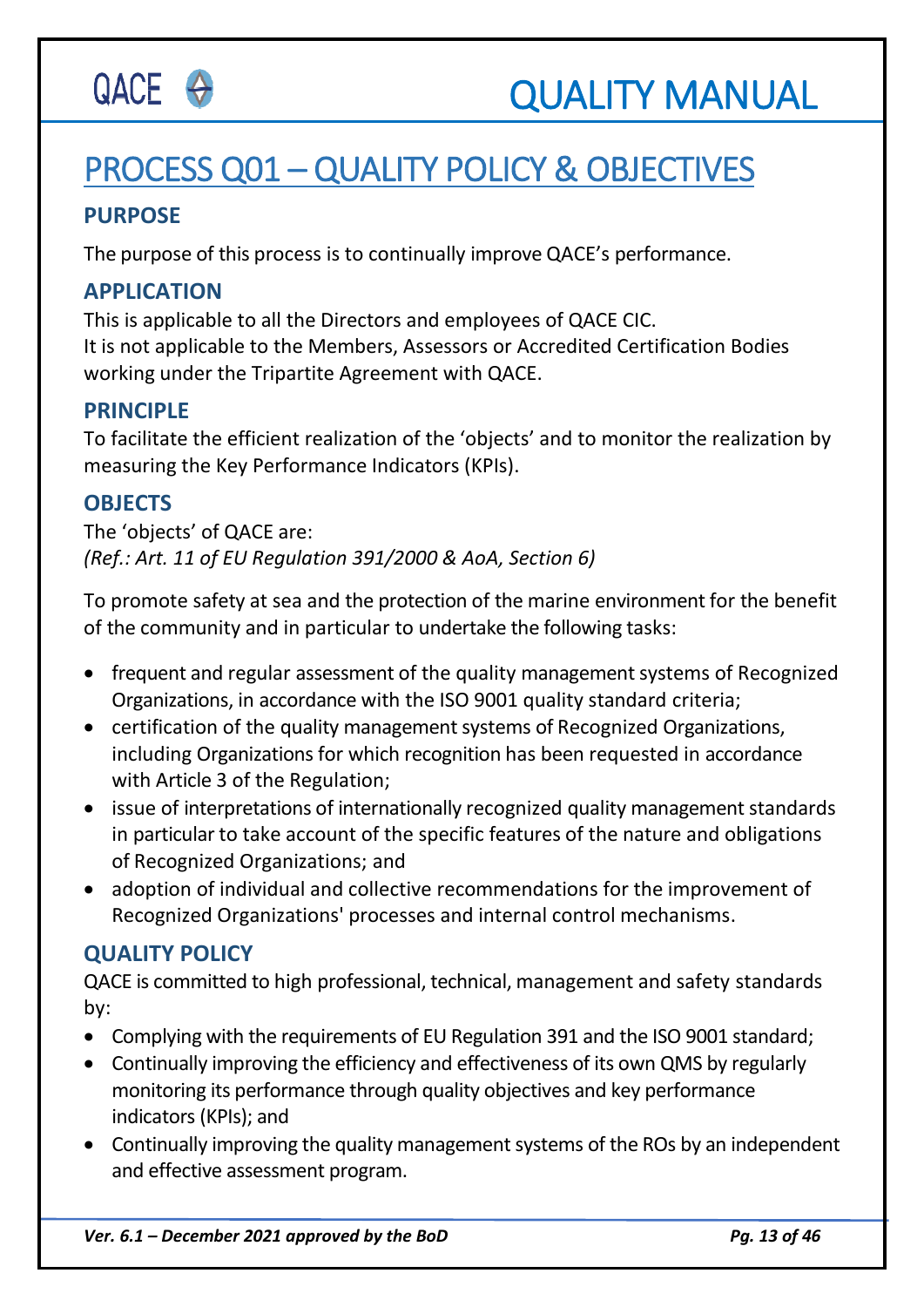# PROCESS Q01 – QUALITY POLICY & OBJECTIVES

## PURPOSE

The purpose of this process is to continually improve QACE's performance.

## APPLICATION

This is applicable to all the Directors and employees of QACE CIC.
It is not applicable to the Members, Assessors or Accredited Certification Bodies working under the Tripartite Agreement with QACE.

## PRINCIPLE

To facilitate the efficient realization of the 'objects' and to monitor the realization by measuring the Key Performance Indicators (KPIs).

## OBJECTS

The 'objects' of QACE are:
*(Ref.: Art. 11 of EU Regulation 391/2000 & AoA, Section 6)*

To promote safety at sea and the protection of the marine environment for the benefit of the community and in particular to undertake the following tasks:

- frequent and regular assessment of the quality management systems of Recognized Organizations, in accordance with the ISO 9001 quality standard criteria;
- certification of the quality management systems of Recognized Organizations, including Organizations for which recognition has been requested in accordance with Article 3 of the Regulation;
- issue of interpretations of internationally recognized quality management standards in particular to take account of the specific features of the nature and obligations of Recognized Organizations; and
- adoption of individual and collective recommendations for the improvement of Recognized Organizations' processes and internal control mechanisms.

## QUALITY POLICY

QACE is committed to high professional, technical, management and safety standards by:

- Complying with the requirements of EU Regulation 391 and the ISO 9001 standard;
- Continually improving the efficiency and effectiveness of its own QMS by regularly monitoring its performance through quality objectives and key performance indicators (KPIs); and
- Continually improving the quality management systems of the ROs by an independent and effective assessment program.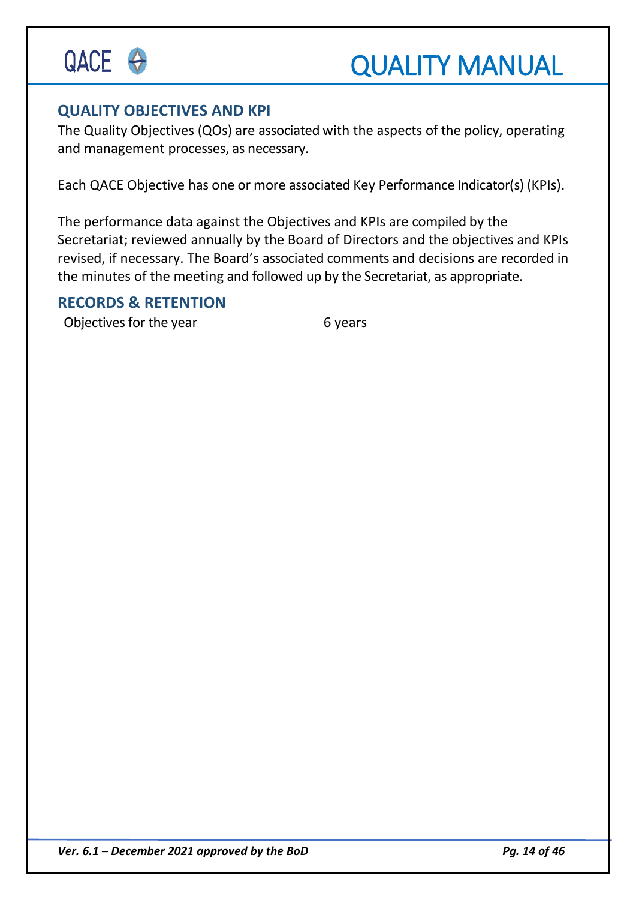## QUALITY OBJECTIVES AND KPI

The Quality Objectives (QOs) are associated with the aspects of the policy, operating and management processes, as necessary.

Each QACE Objective has one or more associated Key Performance Indicator(s) (KPIs).

The performance data against the Objectives and KPIs are compiled by the Secretariat; reviewed annually by the Board of Directors and the objectives and KPIs revised, if necessary. The Board's associated comments and decisions are recorded in the minutes of the meeting and followed up by the Secretariat, as appropriate.

## RECORDS & RETENTION

| Objectives for the year | 6 years |
|---|---|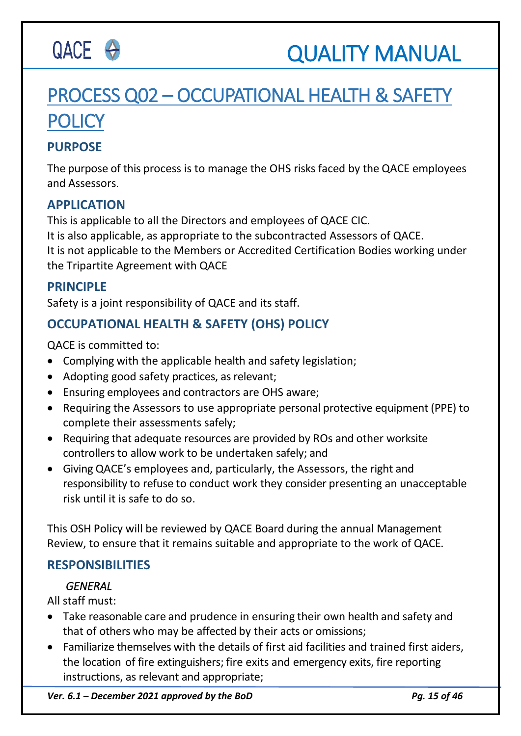# PROCESS Q02 – OCCUPATIONAL HEALTH & SAFETY POLICY

## PURPOSE

The purpose of this process is to manage the OHS risks faced by the QACE employees and Assessors.

## APPLICATION

This is applicable to all the Directors and employees of QACE CIC.
It is also applicable, as appropriate to the subcontracted Assessors of QACE.
It is not applicable to the Members or Accredited Certification Bodies working under the Tripartite Agreement with QACE

## PRINCIPLE

Safety is a joint responsibility of QACE and its staff.

## OCCUPATIONAL HEALTH & SAFETY (OHS) POLICY

QACE is committed to:

- Complying with the applicable health and safety legislation;
- Adopting good safety practices, as relevant;
- Ensuring employees and contractors are OHS aware;
- Requiring the Assessors to use appropriate personal protective equipment (PPE) to complete their assessments safely;
- Requiring that adequate resources are provided by ROs and other worksite controllers to allow work to be undertaken safely; and
- Giving QACE's employees and, particularly, the Assessors, the right and responsibility to refuse to conduct work they consider presenting an unacceptable risk until it is safe to do so.

This OSH Policy will be reviewed by QACE Board during the annual Management Review, to ensure that it remains suitable and appropriate to the work of QACE.

## RESPONSIBILITIES

### *GENERAL*

All staff must:

- Take reasonable care and prudence in ensuring their own health and safety and that of others who may be affected by their acts or omissions;
- Familiarize themselves with the details of first aid facilities and trained first aiders, the location of fire extinguishers; fire exits and emergency exits, fire reporting instructions, as relevant and appropriate;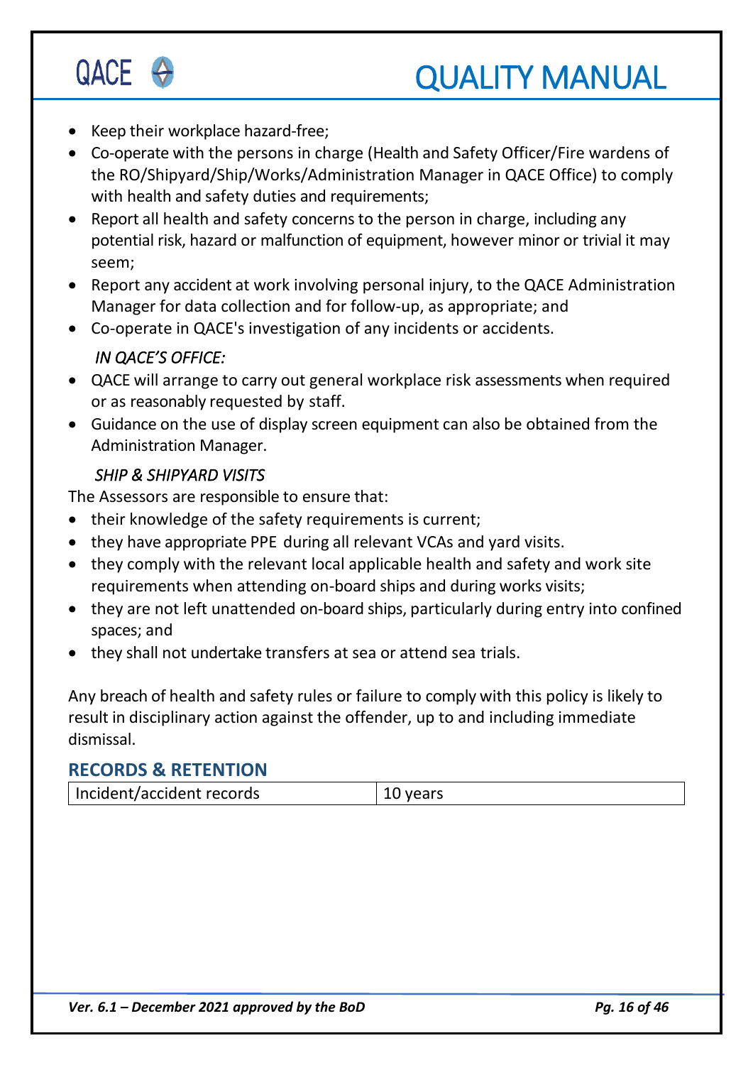- Keep their workplace hazard-free;
- Co-operate with the persons in charge (Health and Safety Officer/Fire wardens of the RO/Shipyard/Ship/Works/Administration Manager in QACE Office) to comply with health and safety duties and requirements;
- Report all health and safety concerns to the person in charge, including any potential risk, hazard or malfunction of equipment, however minor or trivial it may seem;
- Report any accident at work involving personal injury, to the QACE Administration Manager for data collection and for follow-up, as appropriate; and
- Co-operate in QACE's investigation of any incidents or accidents.

*IN QACE'S OFFICE:*

- QACE will arrange to carry out general workplace risk assessments when required or as reasonably requested by staff.
- Guidance on the use of display screen equipment can also be obtained from the Administration Manager.

*SHIP & SHIPYARD VISITS*

The Assessors are responsible to ensure that:

- their knowledge of the safety requirements is current;
- they have appropriate PPE during all relevant VCAs and yard visits.
- they comply with the relevant local applicable health and safety and work site requirements when attending on-board ships and during works visits;
- they are not left unattended on-board ships, particularly during entry into confined spaces; and
- they shall not undertake transfers at sea or attend sea trials.

Any breach of health and safety rules or failure to comply with this policy is likely to result in disciplinary action against the offender, up to and including immediate dismissal.

## RECORDS & RETENTION

| Incident/accident records | 10 years |
|---|---|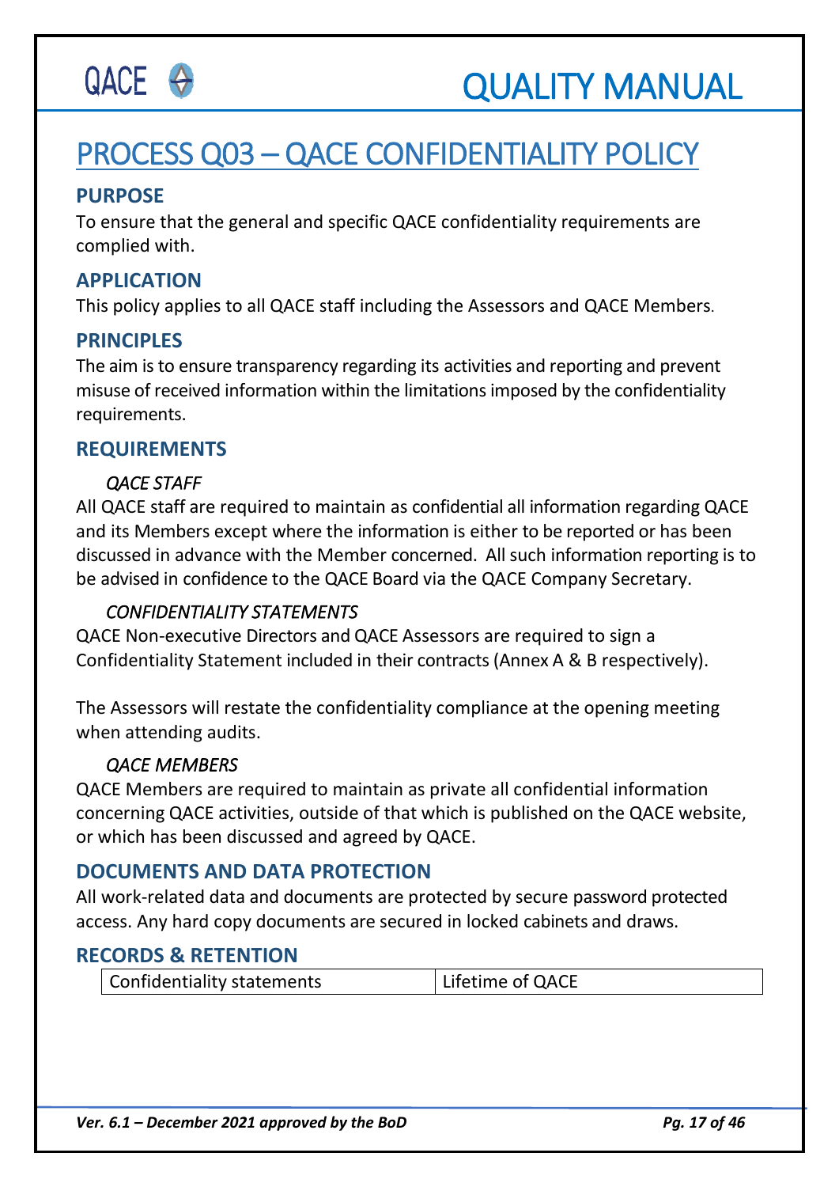# PROCESS Q03 – QACE CONFIDENTIALITY POLICY

## PURPOSE

To ensure that the general and specific QACE confidentiality requirements are complied with.

## APPLICATION

This policy applies to all QACE staff including the Assessors and QACE Members.

## PRINCIPLES

The aim is to ensure transparency regarding its activities and reporting and prevent misuse of received information within the limitations imposed by the confidentiality requirements.

## REQUIREMENTS

### *QACE STAFF*

All QACE staff are required to maintain as confidential all information regarding QACE and its Members except where the information is either to be reported or has been discussed in advance with the Member concerned. All such information reporting is to be advised in confidence to the QACE Board via the QACE Company Secretary.

### *CONFIDENTIALITY STATEMENTS*

QACE Non-executive Directors and QACE Assessors are required to sign a Confidentiality Statement included in their contracts (Annex A & B respectively).

The Assessors will restate the confidentiality compliance at the opening meeting when attending audits.

### *QACE MEMBERS*

QACE Members are required to maintain as private all confidential information concerning QACE activities, outside of that which is published on the QACE website, or which has been discussed and agreed by QACE.

## DOCUMENTS AND DATA PROTECTION

All work-related data and documents are protected by secure password protected access. Any hard copy documents are secured in locked cabinets and draws.

## RECORDS & RETENTION

| Confidentiality statements | Lifetime of QACE |
|---|---|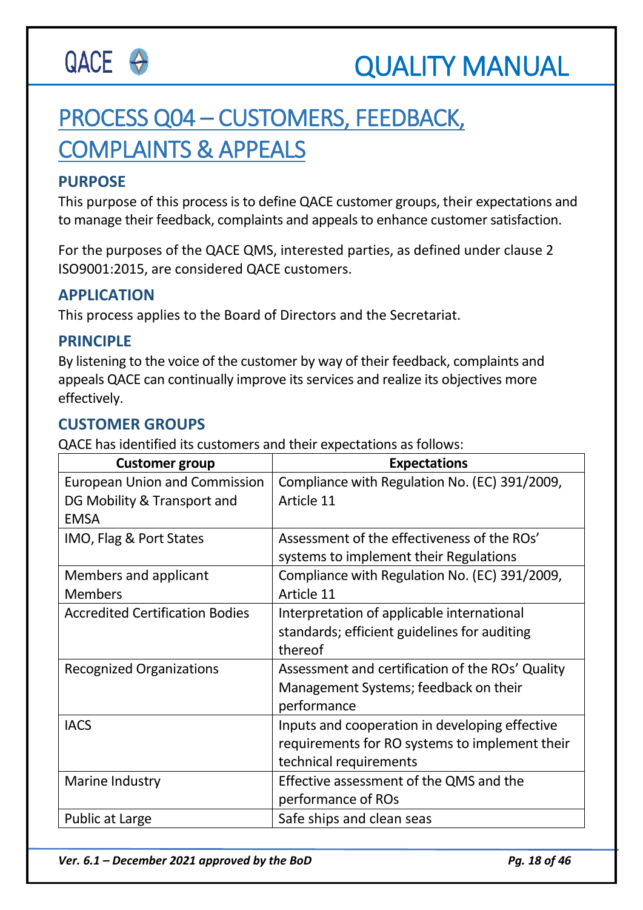# PROCESS Q04 – CUSTOMERS, FEEDBACK, COMPLAINTS & APPEALS

## PURPOSE

This purpose of this process is to define QACE customer groups, their expectations and to manage their feedback, complaints and appeals to enhance customer satisfaction.

For the purposes of the QACE QMS, interested parties, as defined under clause 2 ISO9001:2015, are considered QACE customers.

## APPLICATION

This process applies to the Board of Directors and the Secretariat.

## PRINCIPLE

By listening to the voice of the customer by way of their feedback, complaints and appeals QACE can continually improve its services and realize its objectives more effectively.

## CUSTOMER GROUPS

QACE has identified its customers and their expectations as follows:

| Customer group | Expectations |
|---|---|
| European Union and Commission DG Mobility & Transport and EMSA | Compliance with Regulation No. (EC) 391/2009, Article 11 |
| IMO, Flag & Port States | Assessment of the effectiveness of the ROs' systems to implement their Regulations |
| Members and applicant Members | Compliance with Regulation No. (EC) 391/2009, Article 11 |
| Accredited Certification Bodies | Interpretation of applicable international standards; efficient guidelines for auditing thereof |
| Recognized Organizations | Assessment and certification of the ROs' Quality Management Systems; feedback on their performance |
| IACS | Inputs and cooperation in developing effective requirements for RO systems to implement their technical requirements |
| Marine Industry | Effective assessment of the QMS and the performance of ROs |
| Public at Large | Safe ships and clean seas |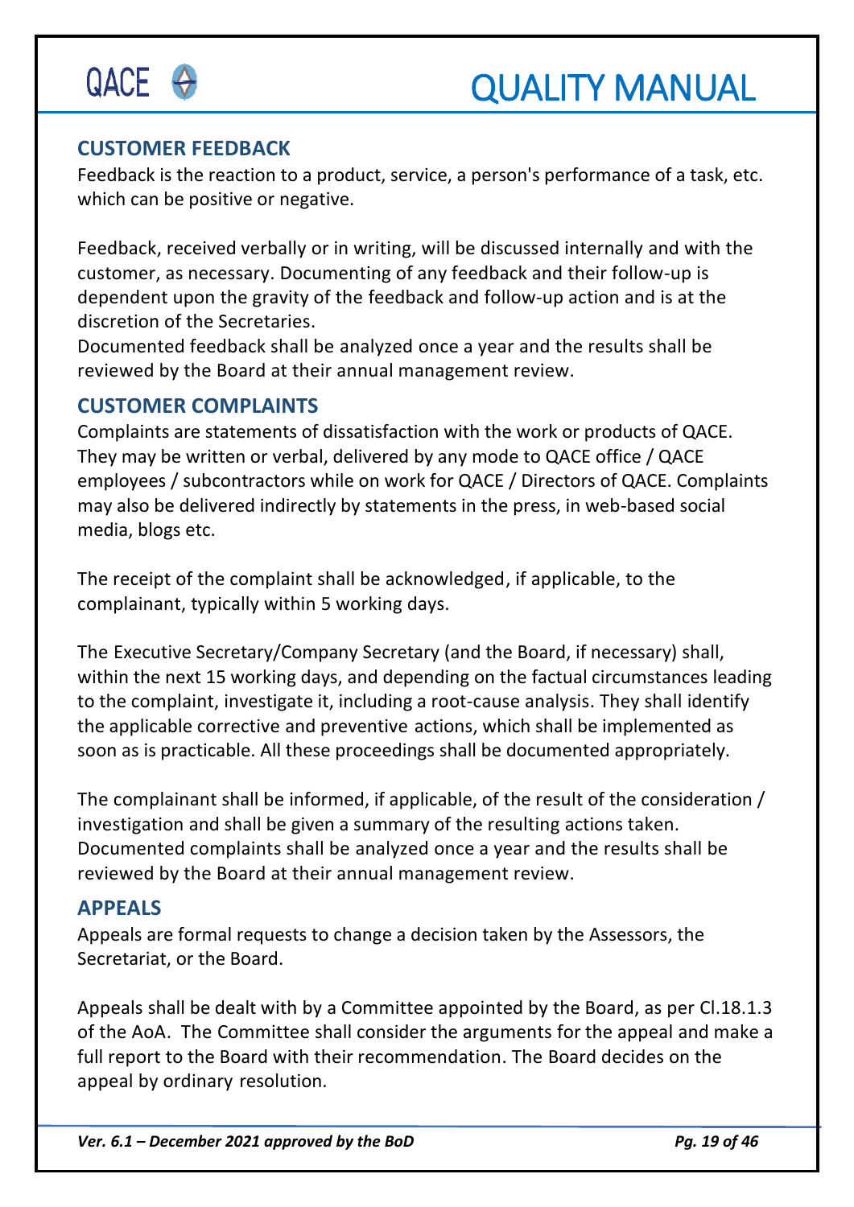## CUSTOMER FEEDBACK

Feedback is the reaction to a product, service, a person's performance of a task, etc. which can be positive or negative.

Feedback, received verbally or in writing, will be discussed internally and with the customer, as necessary. Documenting of any feedback and their follow-up is dependent upon the gravity of the feedback and follow-up action and is at the discretion of the Secretaries.
Documented feedback shall be analyzed once a year and the results shall be reviewed by the Board at their annual management review.

## CUSTOMER COMPLAINTS

Complaints are statements of dissatisfaction with the work or products of QACE. They may be written or verbal, delivered by any mode to QACE office / QACE employees / subcontractors while on work for QACE / Directors of QACE. Complaints may also be delivered indirectly by statements in the press, in web-based social media, blogs etc.

The receipt of the complaint shall be acknowledged, if applicable, to the complainant, typically within 5 working days.

The Executive Secretary/Company Secretary (and the Board, if necessary) shall, within the next 15 working days, and depending on the factual circumstances leading to the complaint, investigate it, including a root-cause analysis. They shall identify the applicable corrective and preventive actions, which shall be implemented as soon as is practicable. All these proceedings shall be documented appropriately.

The complainant shall be informed, if applicable, of the result of the consideration / investigation and shall be given a summary of the resulting actions taken.
Documented complaints shall be analyzed once a year and the results shall be reviewed by the Board at their annual management review.

## APPEALS

Appeals are formal requests to change a decision taken by the Assessors, the Secretariat, or the Board.

Appeals shall be dealt with by a Committee appointed by the Board, as per Cl.18.1.3 of the AoA. The Committee shall consider the arguments for the appeal and make a full report to the Board with their recommendation. The Board decides on the appeal by ordinary resolution.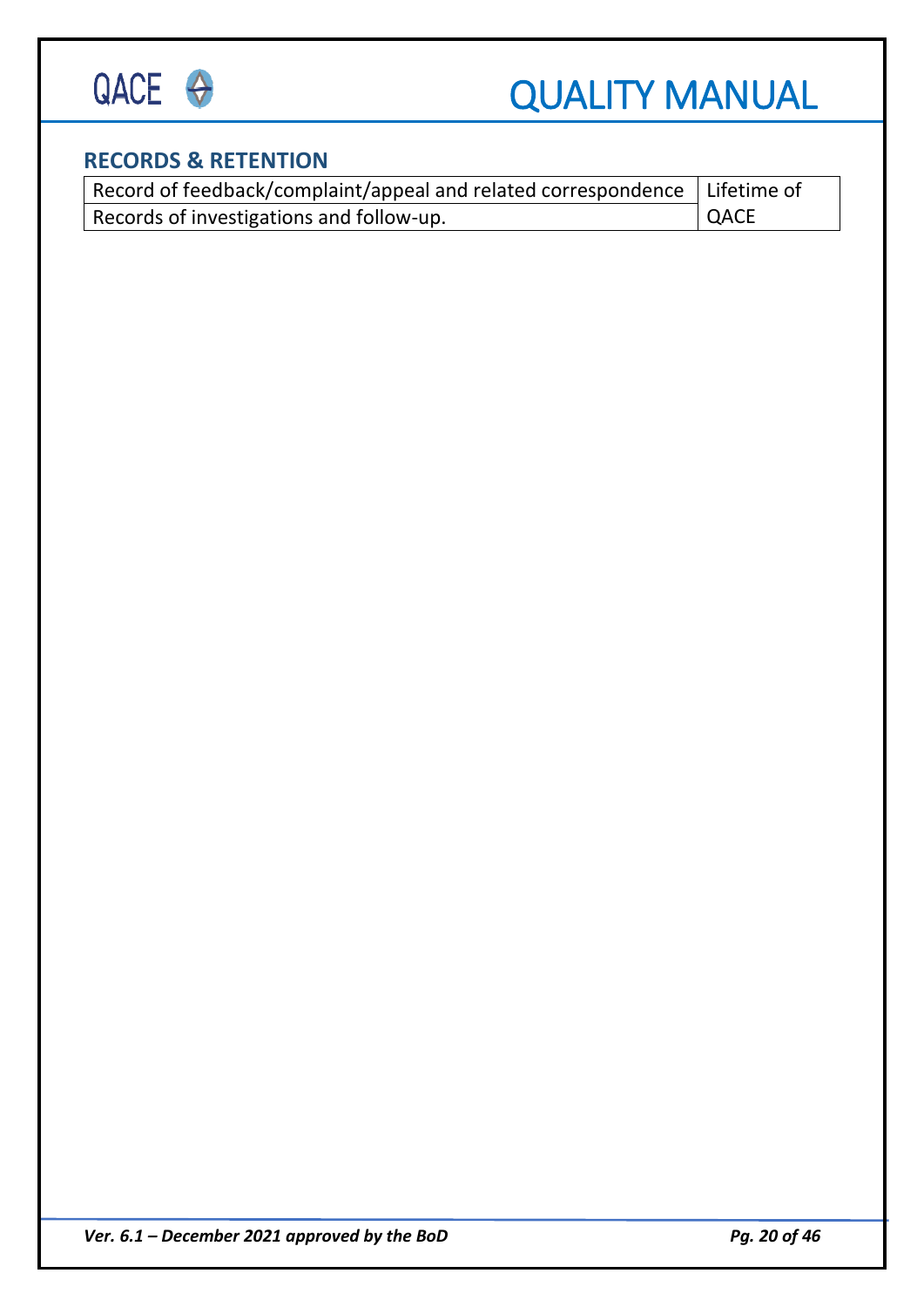## RECORDS & RETENTION

| | |
|---|---|
| Record of feedback/complaint/appeal and related correspondence | Lifetime of QACE |
| Records of investigations and follow-up. | |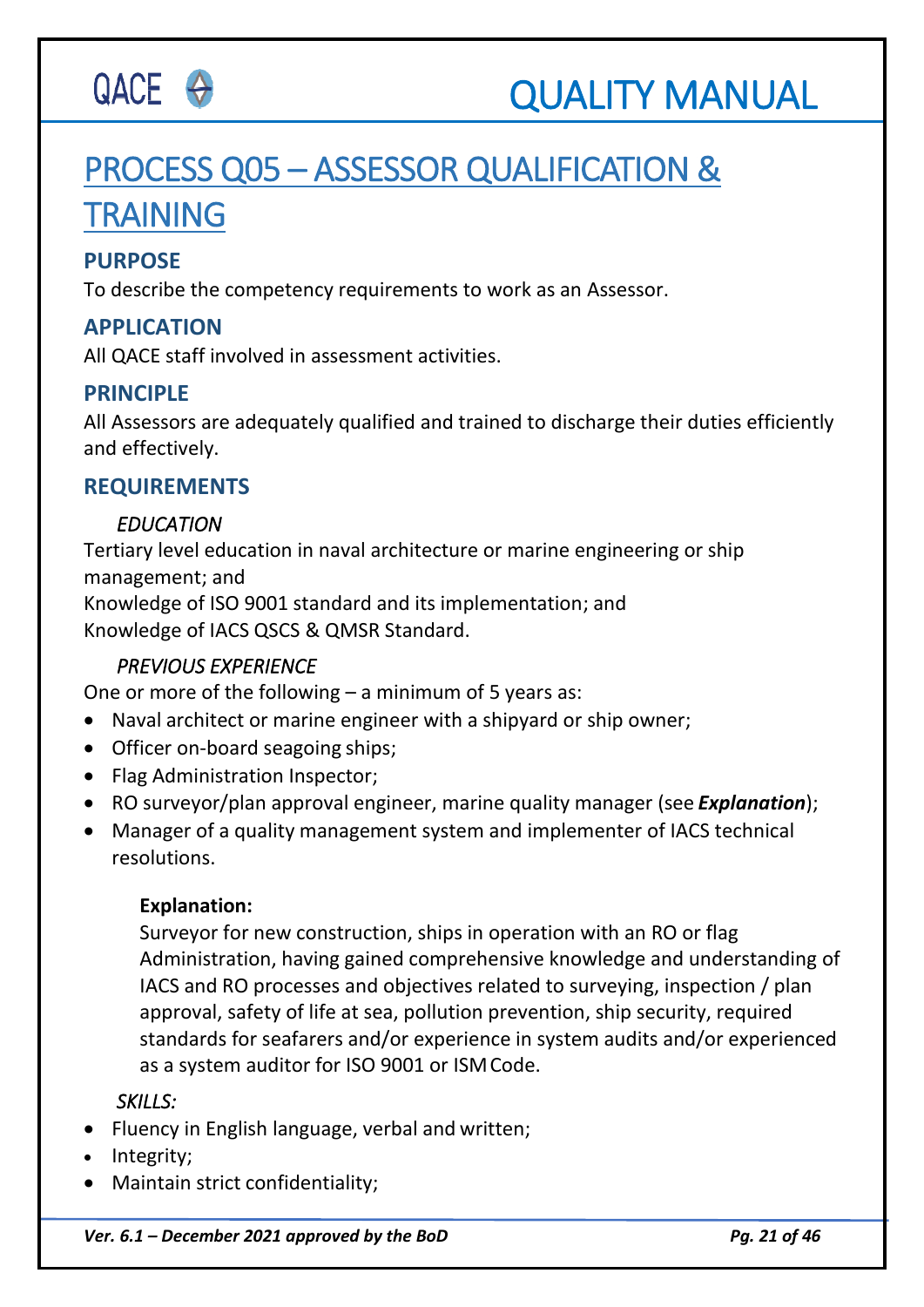# PROCESS Q05 – ASSESSOR QUALIFICATION & TRAINING

## PURPOSE

To describe the competency requirements to work as an Assessor.

## APPLICATION

All QACE staff involved in assessment activities.

## PRINCIPLE

All Assessors are adequately qualified and trained to discharge their duties efficiently and effectively.

## REQUIREMENTS

### *EDUCATION*

Tertiary level education in naval architecture or marine engineering or ship management; and
Knowledge of ISO 9001 standard and its implementation; and
Knowledge of IACS QSCS & QMSR Standard.

### *PREVIOUS EXPERIENCE*

One or more of the following – a minimum of 5 years as:

- Naval architect or marine engineer with a shipyard or ship owner;
- Officer on-board seagoing ships;
- Flag Administration Inspector;
- RO surveyor/plan approval engineer, marine quality manager (see ***Explanation***);
- Manager of a quality management system and implementer of IACS technical resolutions.

> **Explanation:**
> Surveyor for new construction, ships in operation with an RO or flag Administration, having gained comprehensive knowledge and understanding of IACS and RO processes and objectives related to surveying, inspection / plan approval, safety of life at sea, pollution prevention, ship security, required standards for seafarers and/or experience in system audits and/or experienced as a system auditor for ISO 9001 or ISM Code.

### *SKILLS:*

- Fluency in English language, verbal and written;
- Integrity;
- Maintain strict confidentiality;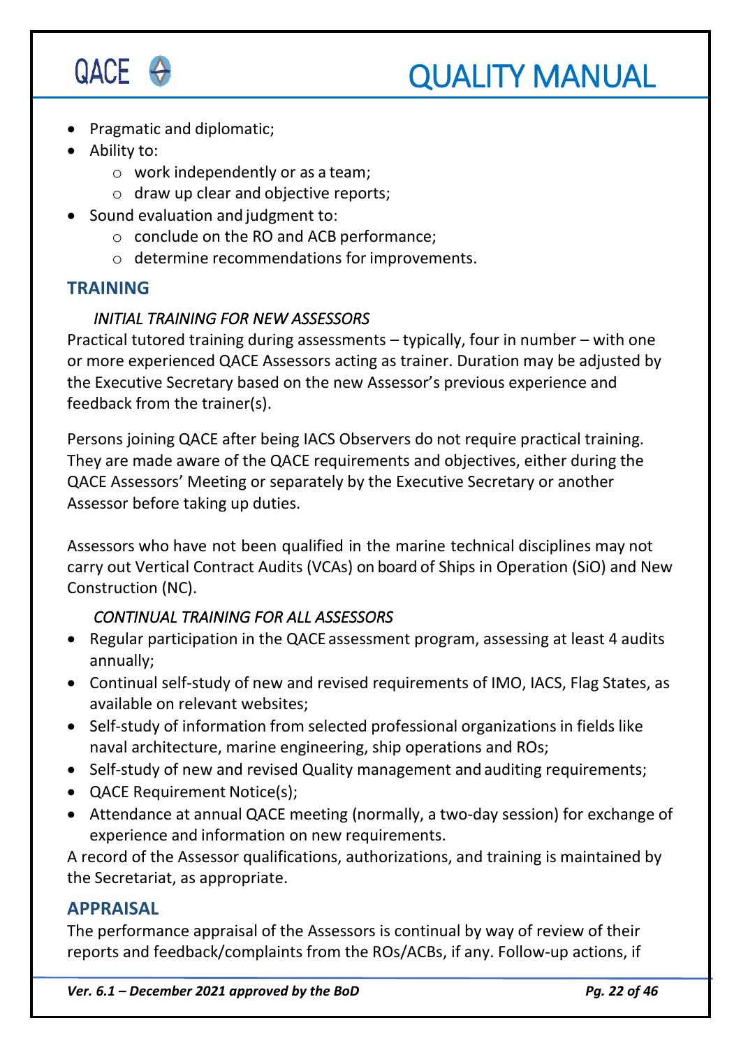- Pragmatic and diplomatic;
- Ability to:
  - work independently or as a team;
  - draw up clear and objective reports;
- Sound evaluation and judgment to:
  - conclude on the RO and ACB performance;
  - determine recommendations for improvements.

## TRAINING

### *INITIAL TRAINING FOR NEW ASSESSORS*

Practical tutored training during assessments – typically, four in number – with one or more experienced QACE Assessors acting as trainer. Duration may be adjusted by the Executive Secretary based on the new Assessor's previous experience and feedback from the trainer(s).

Persons joining QACE after being IACS Observers do not require practical training. They are made aware of the QACE requirements and objectives, either during the QACE Assessors' Meeting or separately by the Executive Secretary or another Assessor before taking up duties.

Assessors who have not been qualified in the marine technical disciplines may not carry out Vertical Contract Audits (VCAs) on board of Ships in Operation (SiO) and New Construction (NC).

### *CONTINUAL TRAINING FOR ALL ASSESSORS*

- Regular participation in the QACE assessment program, assessing at least 4 audits annually;
- Continual self-study of new and revised requirements of IMO, IACS, Flag States, as available on relevant websites;
- Self-study of information from selected professional organizations in fields like naval architecture, marine engineering, ship operations and ROs;
- Self-study of new and revised Quality management and auditing requirements;
- QACE Requirement Notice(s);
- Attendance at annual QACE meeting (normally, a two-day session) for exchange of experience and information on new requirements.

A record of the Assessor qualifications, authorizations, and training is maintained by the Secretariat, as appropriate.

## APPRAISAL

The performance appraisal of the Assessors is continual by way of review of their reports and feedback/complaints from the ROs/ACBs, if any. Follow-up actions, if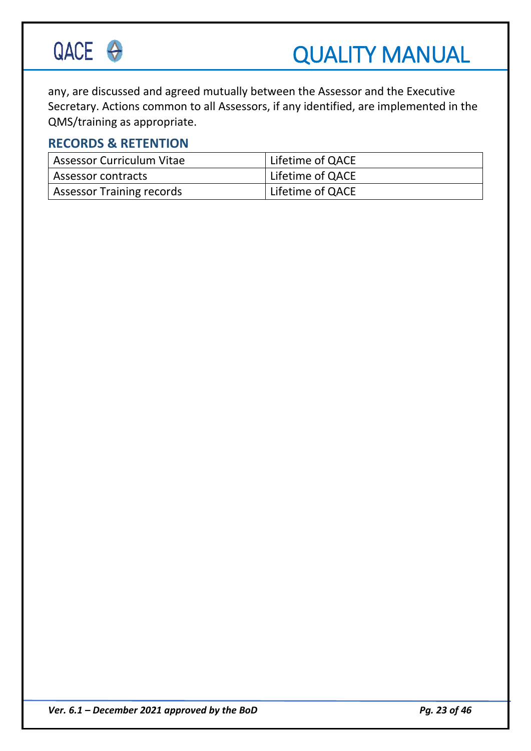any, are discussed and agreed mutually between the Assessor and the Executive Secretary. Actions common to all Assessors, if any identified, are implemented in the QMS/training as appropriate.

## RECORDS & RETENTION

| Assessor Curriculum Vitae | Lifetime of QACE |
|---|---|
| Assessor contracts | Lifetime of QACE |
| Assessor Training records | Lifetime of QACE |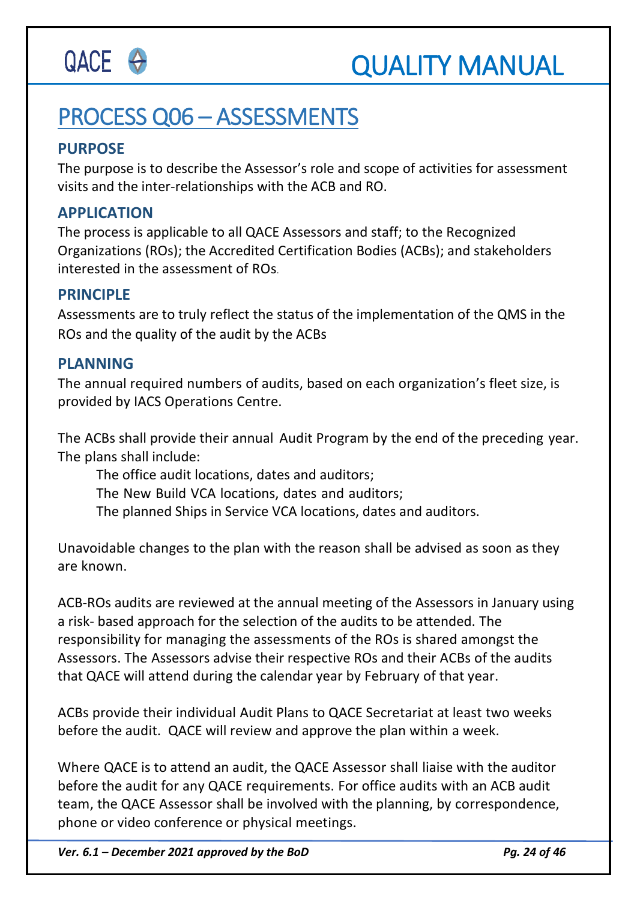# PROCESS Q06 – ASSESSMENTS

### PURPOSE

The purpose is to describe the Assessor's role and scope of activities for assessment visits and the inter-relationships with the ACB and RO.

### APPLICATION

The process is applicable to all QACE Assessors and staff; to the Recognized Organizations (ROs); the Accredited Certification Bodies (ACBs); and stakeholders interested in the assessment of ROs.

### PRINCIPLE

Assessments are to truly reflect the status of the implementation of the QMS in the ROs and the quality of the audit by the ACBs

### PLANNING

The annual required numbers of audits, based on each organization's fleet size, is provided by IACS Operations Centre.

The ACBs shall provide their annual Audit Program by the end of the preceding year. The plans shall include:

The office audit locations, dates and auditors;
The New Build VCA locations, dates and auditors;
The planned Ships in Service VCA locations, dates and auditors.

Unavoidable changes to the plan with the reason shall be advised as soon as they are known.

ACB-ROs audits are reviewed at the annual meeting of the Assessors in January using a risk- based approach for the selection of the audits to be attended. The responsibility for managing the assessments of the ROs is shared amongst the Assessors. The Assessors advise their respective ROs and their ACBs of the audits that QACE will attend during the calendar year by February of that year.

ACBs provide their individual Audit Plans to QACE Secretariat at least two weeks before the audit. QACE will review and approve the plan within a week.

Where QACE is to attend an audit, the QACE Assessor shall liaise with the auditor before the audit for any QACE requirements. For office audits with an ACB audit team, the QACE Assessor shall be involved with the planning, by correspondence, phone or video conference or physical meetings.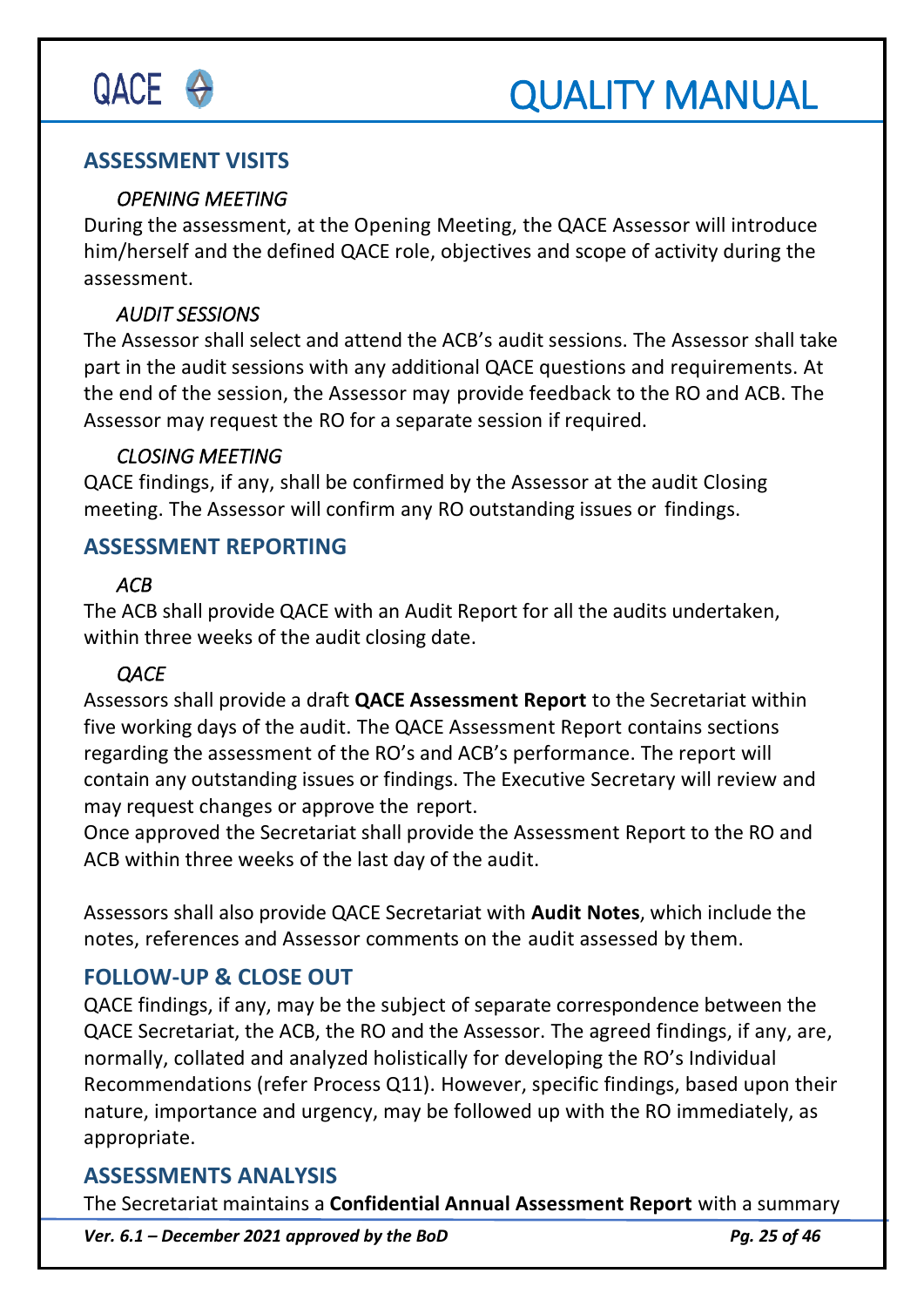## ASSESSMENT VISITS

### *OPENING MEETING*

During the assessment, at the Opening Meeting, the QACE Assessor will introduce him/herself and the defined QACE role, objectives and scope of activity during the assessment.

### *AUDIT SESSIONS*

The Assessor shall select and attend the ACB's audit sessions. The Assessor shall take part in the audit sessions with any additional QACE questions and requirements. At the end of the session, the Assessor may provide feedback to the RO and ACB. The Assessor may request the RO for a separate session if required.

### *CLOSING MEETING*

QACE findings, if any, shall be confirmed by the Assessor at the audit Closing meeting. The Assessor will confirm any RO outstanding issues or findings.

## ASSESSMENT REPORTING

### *ACB*

The ACB shall provide QACE with an Audit Report for all the audits undertaken, within three weeks of the audit closing date.

### *QACE*

Assessors shall provide a draft **QACE Assessment Report** to the Secretariat within five working days of the audit. The QACE Assessment Report contains sections regarding the assessment of the RO's and ACB's performance. The report will contain any outstanding issues or findings. The Executive Secretary will review and may request changes or approve the report.
Once approved the Secretariat shall provide the Assessment Report to the RO and ACB within three weeks of the last day of the audit.

Assessors shall also provide QACE Secretariat with **Audit Notes**, which include the notes, references and Assessor comments on the audit assessed by them.

## FOLLOW-UP & CLOSE OUT

QACE findings, if any, may be the subject of separate correspondence between the QACE Secretariat, the ACB, the RO and the Assessor. The agreed findings, if any, are, normally, collated and analyzed holistically for developing the RO's Individual Recommendations (refer Process Q11). However, specific findings, based upon their nature, importance and urgency, may be followed up with the RO immediately, as appropriate.

## ASSESSMENTS ANALYSIS

The Secretariat maintains a **Confidential Annual Assessment Report** with a summary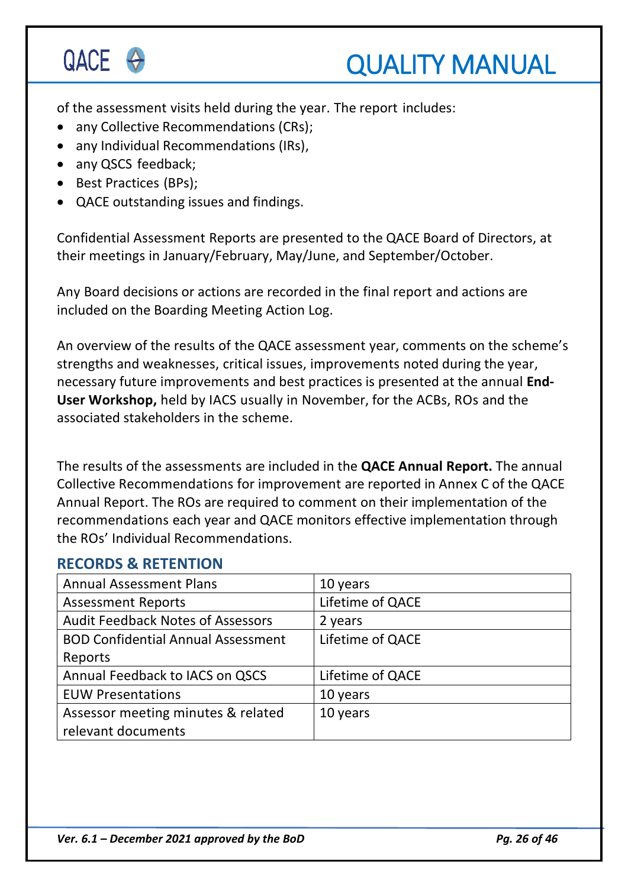of the assessment visits held during the year. The report includes:

- any Collective Recommendations (CRs);
- any Individual Recommendations (IRs),
- any QSCS feedback;
- Best Practices (BPs);
- QACE outstanding issues and findings.

Confidential Assessment Reports are presented to the QACE Board of Directors, at their meetings in January/February, May/June, and September/October.

Any Board decisions or actions are recorded in the final report and actions are included on the Boarding Meeting Action Log.

An overview of the results of the QACE assessment year, comments on the scheme's strengths and weaknesses, critical issues, improvements noted during the year, necessary future improvements and best practices is presented at the annual **End-User Workshop,** held by IACS usually in November, for the ACBs, ROs and the associated stakeholders in the scheme.

The results of the assessments are included in the **QACE Annual Report.** The annual Collective Recommendations for improvement are reported in Annex C of the QACE Annual Report. The ROs are required to comment on their implementation of the recommendations each year and QACE monitors effective implementation through the ROs' Individual Recommendations.

## RECORDS & RETENTION

| | |
|---|---|
| Annual Assessment Plans | 10 years |
| Assessment Reports | Lifetime of QACE |
| Audit Feedback Notes of Assessors | 2 years |
| BOD Confidential Annual Assessment Reports | Lifetime of QACE |
| Annual Feedback to IACS on QSCS | Lifetime of QACE |
| EUW Presentations | 10 years |
| Assessor meeting minutes & related relevant documents | 10 years |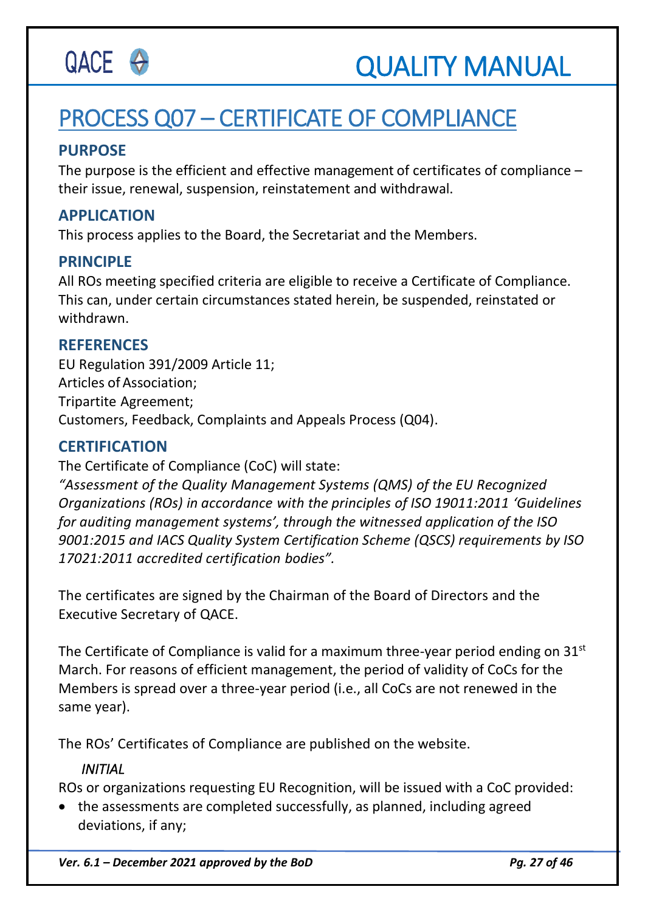# PROCESS Q07 – CERTIFICATE OF COMPLIANCE

## PURPOSE

The purpose is the efficient and effective management of certificates of compliance – their issue, renewal, suspension, reinstatement and withdrawal.

## APPLICATION

This process applies to the Board, the Secretariat and the Members.

## PRINCIPLE

All ROs meeting specified criteria are eligible to receive a Certificate of Compliance. This can, under certain circumstances stated herein, be suspended, reinstated or withdrawn.

## REFERENCES

EU Regulation 391/2009 Article 11;
Articles of Association;
Tripartite Agreement;
Customers, Feedback, Complaints and Appeals Process (Q04).

## CERTIFICATION

The Certificate of Compliance (CoC) will state:
*"Assessment of the Quality Management Systems (QMS) of the EU Recognized Organizations (ROs) in accordance with the principles of ISO 19011:2011 'Guidelines for auditing management systems', through the witnessed application of the ISO 9001:2015 and IACS Quality System Certification Scheme (QSCS) requirements by ISO 17021:2011 accredited certification bodies".*

The certificates are signed by the Chairman of the Board of Directors and the Executive Secretary of QACE.

The Certificate of Compliance is valid for a maximum three-year period ending on 31st March. For reasons of efficient management, the period of validity of CoCs for the Members is spread over a three-year period (i.e., all CoCs are not renewed in the same year).

The ROs' Certificates of Compliance are published on the website.

### *INITIAL*

ROs or organizations requesting EU Recognition, will be issued with a CoC provided:

- the assessments are completed successfully, as planned, including agreed deviations, if any;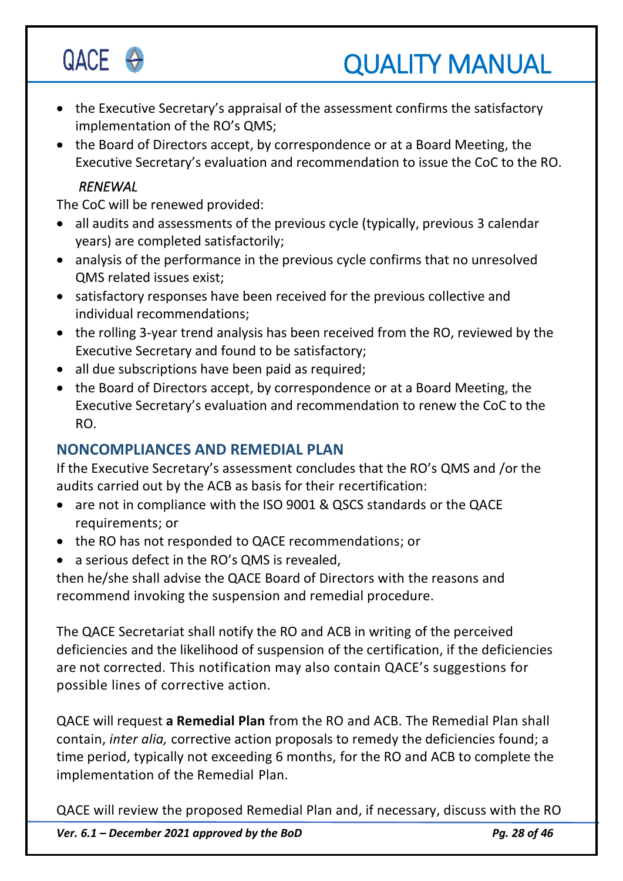- the Executive Secretary's appraisal of the assessment confirms the satisfactory implementation of the RO's QMS;
- the Board of Directors accept, by correspondence or at a Board Meeting, the Executive Secretary's evaluation and recommendation to issue the CoC to the RO.

*RENEWAL*

The CoC will be renewed provided:

- all audits and assessments of the previous cycle (typically, previous 3 calendar years) are completed satisfactorily;
- analysis of the performance in the previous cycle confirms that no unresolved QMS related issues exist;
- satisfactory responses have been received for the previous collective and individual recommendations;
- the rolling 3-year trend analysis has been received from the RO, reviewed by the Executive Secretary and found to be satisfactory;
- all due subscriptions have been paid as required;
- the Board of Directors accept, by correspondence or at a Board Meeting, the Executive Secretary's evaluation and recommendation to renew the CoC to the RO.

## NONCOMPLIANCES AND REMEDIAL PLAN

If the Executive Secretary's assessment concludes that the RO's QMS and /or the audits carried out by the ACB as basis for their recertification:

- are not in compliance with the ISO 9001 & QSCS standards or the QACE requirements; or
- the RO has not responded to QACE recommendations; or
- a serious defect in the RO's QMS is revealed,

then he/she shall advise the QACE Board of Directors with the reasons and recommend invoking the suspension and remedial procedure.

The QACE Secretariat shall notify the RO and ACB in writing of the perceived deficiencies and the likelihood of suspension of the certification, if the deficiencies are not corrected. This notification may also contain QACE's suggestions for possible lines of corrective action.

QACE will request **a Remedial Plan** from the RO and ACB. The Remedial Plan shall contain, *inter alia,* corrective action proposals to remedy the deficiencies found; a time period, typically not exceeding 6 months, for the RO and ACB to complete the implementation of the Remedial Plan.

QACE will review the proposed Remedial Plan and, if necessary, discuss with the RO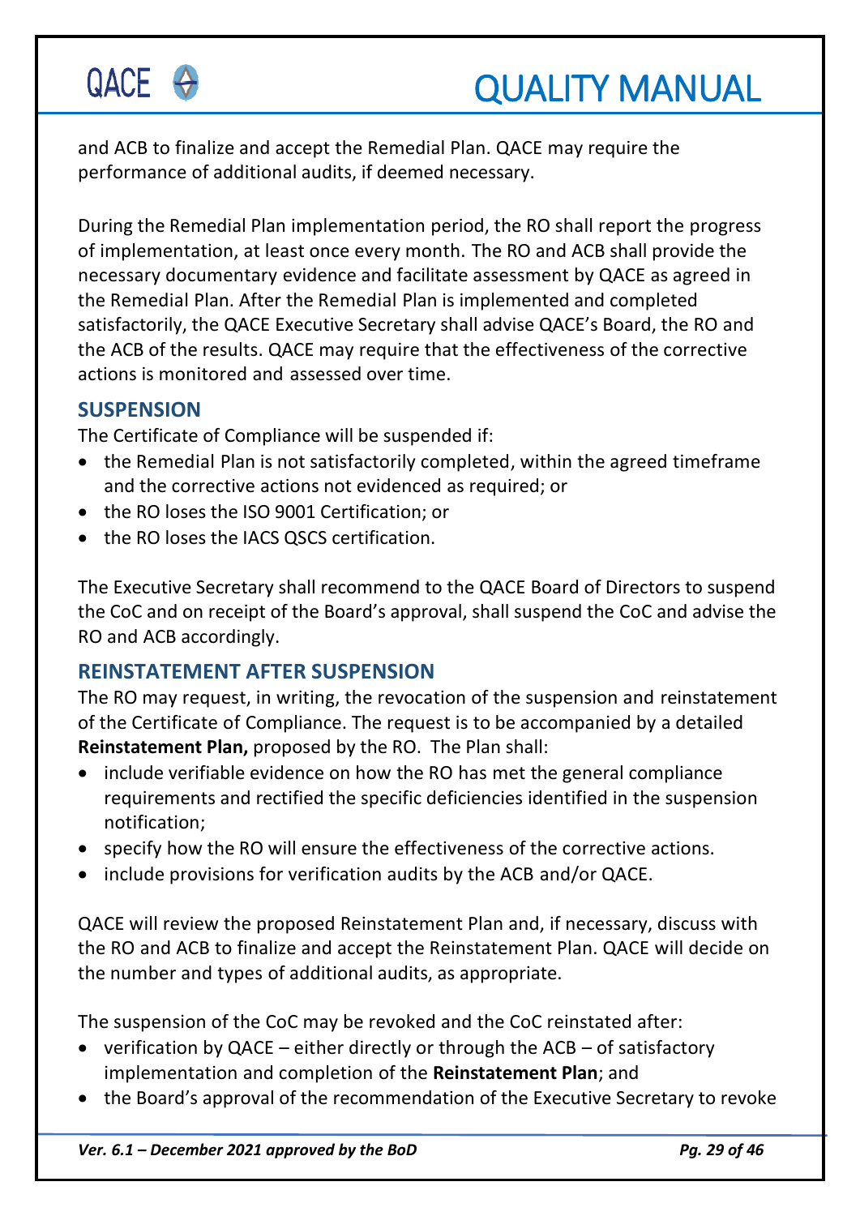and ACB to finalize and accept the Remedial Plan. QACE may require the performance of additional audits, if deemed necessary.

During the Remedial Plan implementation period, the RO shall report the progress of implementation, at least once every month. The RO and ACB shall provide the necessary documentary evidence and facilitate assessment by QACE as agreed in the Remedial Plan. After the Remedial Plan is implemented and completed satisfactorily, the QACE Executive Secretary shall advise QACE's Board, the RO and the ACB of the results. QACE may require that the effectiveness of the corrective actions is monitored and assessed over time.

## SUSPENSION

The Certificate of Compliance will be suspended if:

- the Remedial Plan is not satisfactorily completed, within the agreed timeframe and the corrective actions not evidenced as required; or
- the RO loses the ISO 9001 Certification; or
- the RO loses the IACS QSCS certification.

The Executive Secretary shall recommend to the QACE Board of Directors to suspend the CoC and on receipt of the Board's approval, shall suspend the CoC and advise the RO and ACB accordingly.

## REINSTATEMENT AFTER SUSPENSION

The RO may request, in writing, the revocation of the suspension and reinstatement of the Certificate of Compliance. The request is to be accompanied by a detailed **Reinstatement Plan,** proposed by the RO. The Plan shall:

- include verifiable evidence on how the RO has met the general compliance requirements and rectified the specific deficiencies identified in the suspension notification;
- specify how the RO will ensure the effectiveness of the corrective actions.
- include provisions for verification audits by the ACB and/or QACE.

QACE will review the proposed Reinstatement Plan and, if necessary, discuss with the RO and ACB to finalize and accept the Reinstatement Plan. QACE will decide on the number and types of additional audits, as appropriate.

The suspension of the CoC may be revoked and the CoC reinstated after:

- verification by QACE – either directly or through the ACB – of satisfactory implementation and completion of the **Reinstatement Plan**; and
- the Board's approval of the recommendation of the Executive Secretary to revoke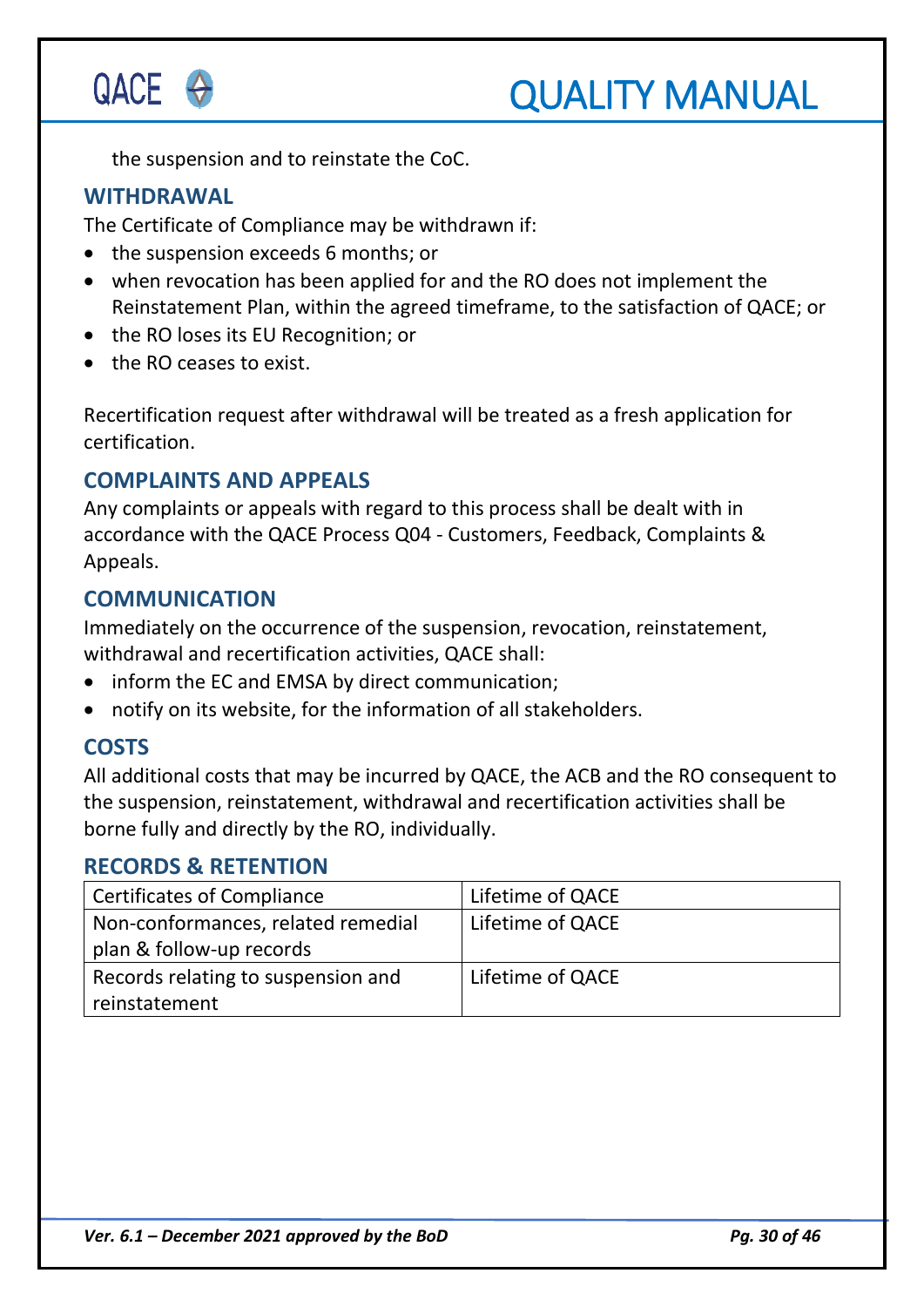the suspension and to reinstate the CoC.

### WITHDRAWAL

The Certificate of Compliance may be withdrawn if:

- the suspension exceeds 6 months; or
- when revocation has been applied for and the RO does not implement the Reinstatement Plan, within the agreed timeframe, to the satisfaction of QACE; or
- the RO loses its EU Recognition; or
- the RO ceases to exist.

Recertification request after withdrawal will be treated as a fresh application for certification.

### COMPLAINTS AND APPEALS

Any complaints or appeals with regard to this process shall be dealt with in accordance with the QACE Process Q04 - Customers, Feedback, Complaints & Appeals.

### COMMUNICATION

Immediately on the occurrence of the suspension, revocation, reinstatement, withdrawal and recertification activities, QACE shall:

- inform the EC and EMSA by direct communication;
- notify on its website, for the information of all stakeholders.

### COSTS

All additional costs that may be incurred by QACE, the ACB and the RO consequent to the suspension, reinstatement, withdrawal and recertification activities shall be borne fully and directly by the RO, individually.

### RECORDS & RETENTION

| Certificates of Compliance | Lifetime of QACE |
|---|---|
| Non-conformances, related remedial plan & follow-up records | Lifetime of QACE |
| Records relating to suspension and reinstatement | Lifetime of QACE |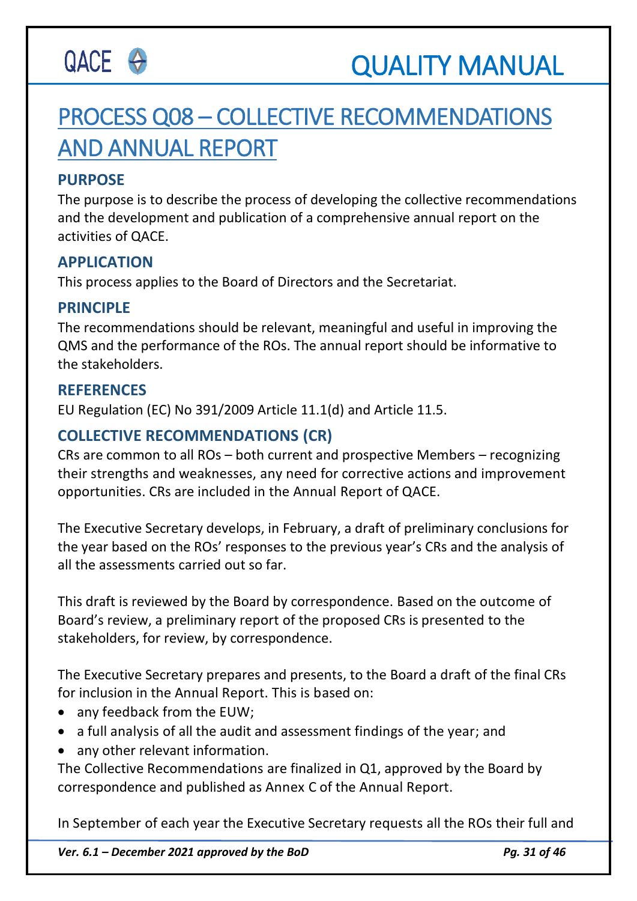# PROCESS Q08 – COLLECTIVE RECOMMENDATIONS AND ANNUAL REPORT

## PURPOSE

The purpose is to describe the process of developing the collective recommendations and the development and publication of a comprehensive annual report on the activities of QACE.

## APPLICATION

This process applies to the Board of Directors and the Secretariat.

## PRINCIPLE

The recommendations should be relevant, meaningful and useful in improving the QMS and the performance of the ROs. The annual report should be informative to the stakeholders.

## REFERENCES

EU Regulation (EC) No 391/2009 Article 11.1(d) and Article 11.5.

## COLLECTIVE RECOMMENDATIONS (CR)

CRs are common to all ROs – both current and prospective Members – recognizing their strengths and weaknesses, any need for corrective actions and improvement opportunities. CRs are included in the Annual Report of QACE.

The Executive Secretary develops, in February, a draft of preliminary conclusions for the year based on the ROs' responses to the previous year's CRs and the analysis of all the assessments carried out so far.

This draft is reviewed by the Board by correspondence. Based on the outcome of Board's review, a preliminary report of the proposed CRs is presented to the stakeholders, for review, by correspondence.

The Executive Secretary prepares and presents, to the Board a draft of the final CRs for inclusion in the Annual Report. This is based on:

- any feedback from the EUW;
- a full analysis of all the audit and assessment findings of the year; and
- any other relevant information.

The Collective Recommendations are finalized in Q1, approved by the Board by correspondence and published as Annex C of the Annual Report.

In September of each year the Executive Secretary requests all the ROs their full and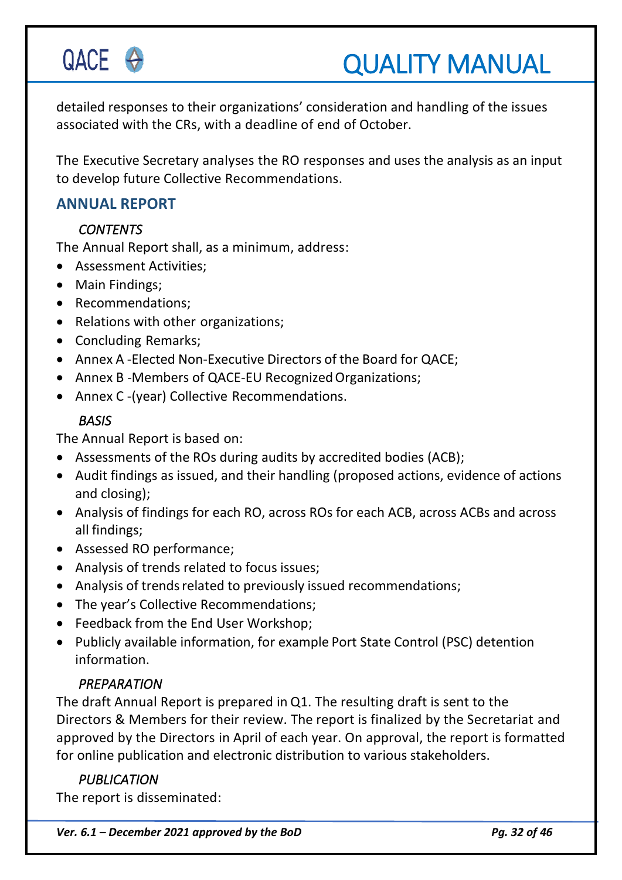detailed responses to their organizations' consideration and handling of the issues associated with the CRs, with a deadline of end of October.

The Executive Secretary analyses the RO responses and uses the analysis as an input to develop future Collective Recommendations.

## ANNUAL REPORT

### *CONTENTS*

The Annual Report shall, as a minimum, address:

- Assessment Activities;
- Main Findings;
- Recommendations;
- Relations with other organizations;
- Concluding Remarks;
- Annex A -Elected Non-Executive Directors of the Board for QACE;
- Annex B -Members of QACE-EU Recognized Organizations;
- Annex C -(year) Collective Recommendations.

### *BASIS*

The Annual Report is based on:

- Assessments of the ROs during audits by accredited bodies (ACB);
- Audit findings as issued, and their handling (proposed actions, evidence of actions and closing);
- Analysis of findings for each RO, across ROs for each ACB, across ACBs and across all findings;
- Assessed RO performance;
- Analysis of trends related to focus issues;
- Analysis of trends related to previously issued recommendations;
- The year's Collective Recommendations;
- Feedback from the End User Workshop;
- Publicly available information, for example Port State Control (PSC) detention information.

### *PREPARATION*

The draft Annual Report is prepared in Q1. The resulting draft is sent to the Directors & Members for their review. The report is finalized by the Secretariat and approved by the Directors in April of each year. On approval, the report is formatted for online publication and electronic distribution to various stakeholders.

### *PUBLICATION*

The report is disseminated: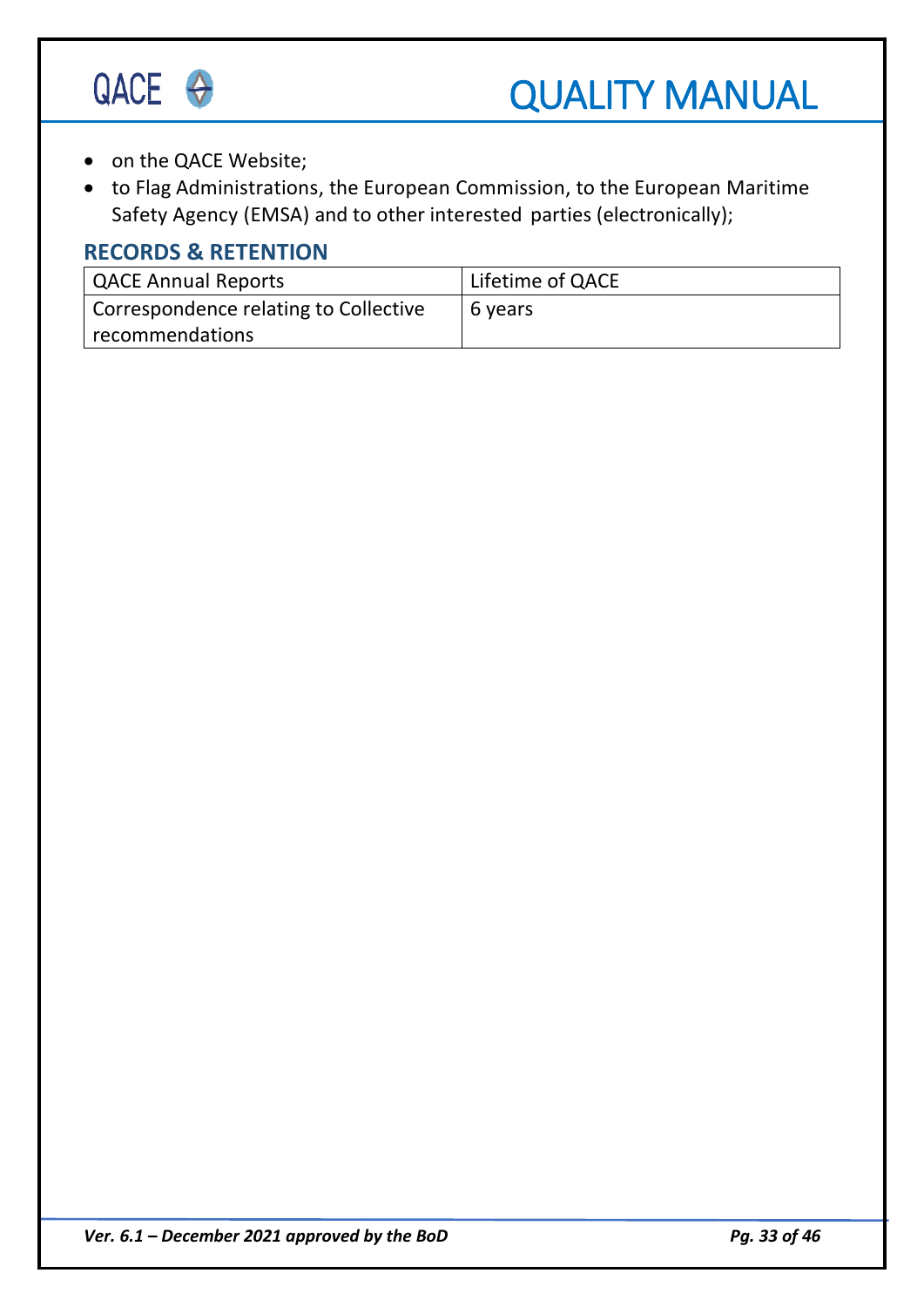- on the QACE Website;
- to Flag Administrations, the European Commission, to the European Maritime Safety Agency (EMSA) and to other interested parties (electronically);

## RECORDS & RETENTION

| QACE Annual Reports | Lifetime of QACE |
|---|---|
| Correspondence relating to Collective recommendations | 6 years |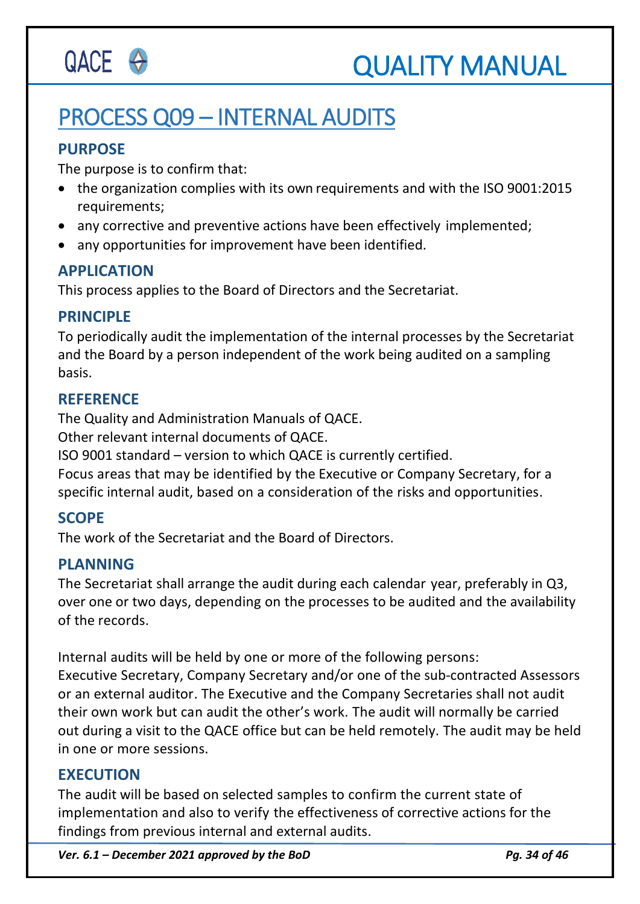# PROCESS Q09 – INTERNAL AUDITS

### PURPOSE

The purpose is to confirm that:

- the organization complies with its own requirements and with the ISO 9001:2015 requirements;
- any corrective and preventive actions have been effectively implemented;
- any opportunities for improvement have been identified.

### APPLICATION

This process applies to the Board of Directors and the Secretariat.

### PRINCIPLE

To periodically audit the implementation of the internal processes by the Secretariat and the Board by a person independent of the work being audited on a sampling basis.

### REFERENCE

The Quality and Administration Manuals of QACE.
Other relevant internal documents of QACE.
ISO 9001 standard – version to which QACE is currently certified.
Focus areas that may be identified by the Executive or Company Secretary, for a specific internal audit, based on a consideration of the risks and opportunities.

### SCOPE

The work of the Secretariat and the Board of Directors.

### PLANNING

The Secretariat shall arrange the audit during each calendar year, preferably in Q3, over one or two days, depending on the processes to be audited and the availability of the records.

Internal audits will be held by one or more of the following persons:
Executive Secretary, Company Secretary and/or one of the sub-contracted Assessors or an external auditor. The Executive and the Company Secretaries shall not audit their own work but can audit the other's work. The audit will normally be carried out during a visit to the QACE office but can be held remotely. The audit may be held in one or more sessions.

### EXECUTION

The audit will be based on selected samples to confirm the current state of implementation and also to verify the effectiveness of corrective actions for the findings from previous internal and external audits.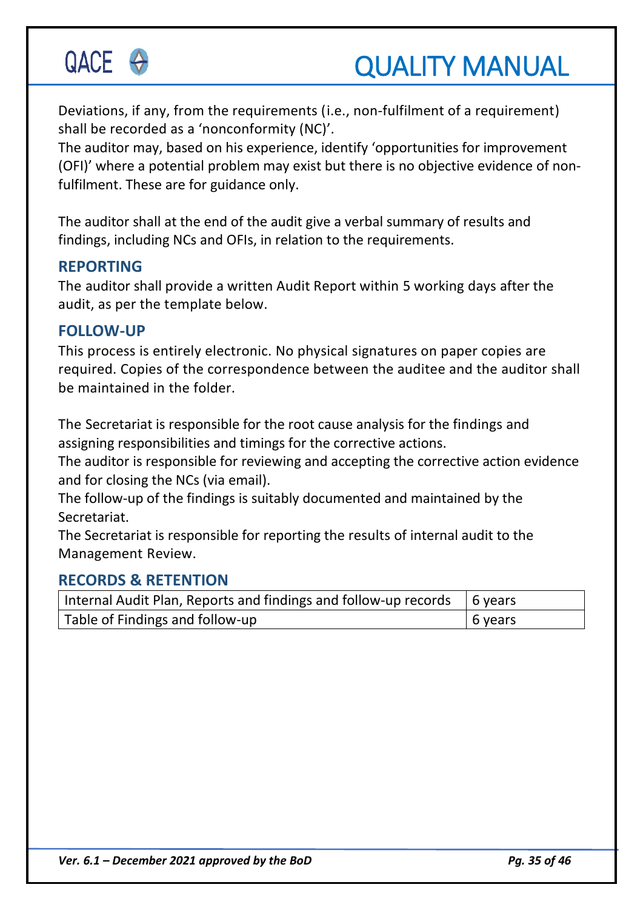Deviations, if any, from the requirements (i.e., non-fulfilment of a requirement) shall be recorded as a 'nonconformity (NC)'.
The auditor may, based on his experience, identify 'opportunities for improvement (OFI)' where a potential problem may exist but there is no objective evidence of non-fulfilment. These are for guidance only.

The auditor shall at the end of the audit give a verbal summary of results and findings, including NCs and OFIs, in relation to the requirements.

## REPORTING

The auditor shall provide a written Audit Report within 5 working days after the audit, as per the template below.

## FOLLOW-UP

This process is entirely electronic. No physical signatures on paper copies are required. Copies of the correspondence between the auditee and the auditor shall be maintained in the folder.

The Secretariat is responsible for the root cause analysis for the findings and assigning responsibilities and timings for the corrective actions.
The auditor is responsible for reviewing and accepting the corrective action evidence and for closing the NCs (via email).
The follow-up of the findings is suitably documented and maintained by the Secretariat.
The Secretariat is responsible for reporting the results of internal audit to the Management Review.

## RECORDS & RETENTION

| Internal Audit Plan, Reports and findings and follow-up records | 6 years |
|---|---|
| Table of Findings and follow-up | 6 years |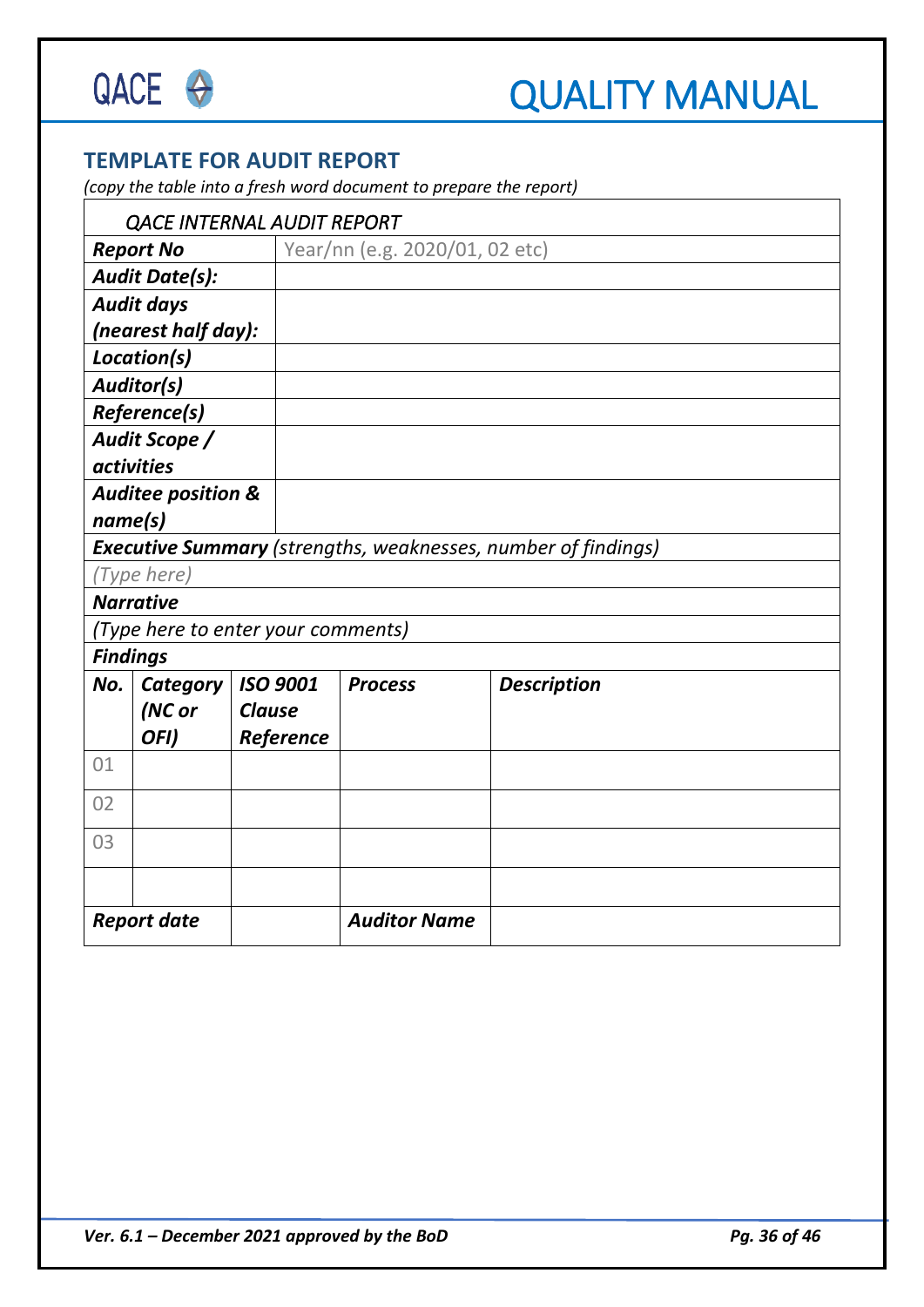## TEMPLATE FOR AUDIT REPORT

*(copy the table into a fresh word document to prepare the report)*

| *QACE INTERNAL AUDIT REPORT* | | | | |
|---|---|---|---|---|
| ***Report No*** | Year/nn (e.g. 2020/01, 02 etc) | | | |
| ***Audit Date(s):*** | | | | |
| ***Audit days (nearest half day):*** | | | | |
| ***Location(s)*** | | | | |
| ***Auditor(s)*** | | | | |
| ***Reference(s)*** | | | | |
| ***Audit Scope / activities*** | | | | |
| ***Auditee position & name(s)*** | | | | |
| ***Executive Summary*** *(strengths, weaknesses, number of findings)* | | | | |
| *(Type here)* | | | | |
| ***Narrative*** | | | | |
| *(Type here to enter your comments)* | | | | |
| ***Findings*** | | | | |
| ***No.*** | ***Category (NC or OFI)*** | ***ISO 9001 Clause Reference*** | ***Process*** | ***Description*** |
| 01 | | | | |
| 02 | | | | |
| 03 | | | | |
| | | | | |
| ***Report date*** | | | ***Auditor Name*** | |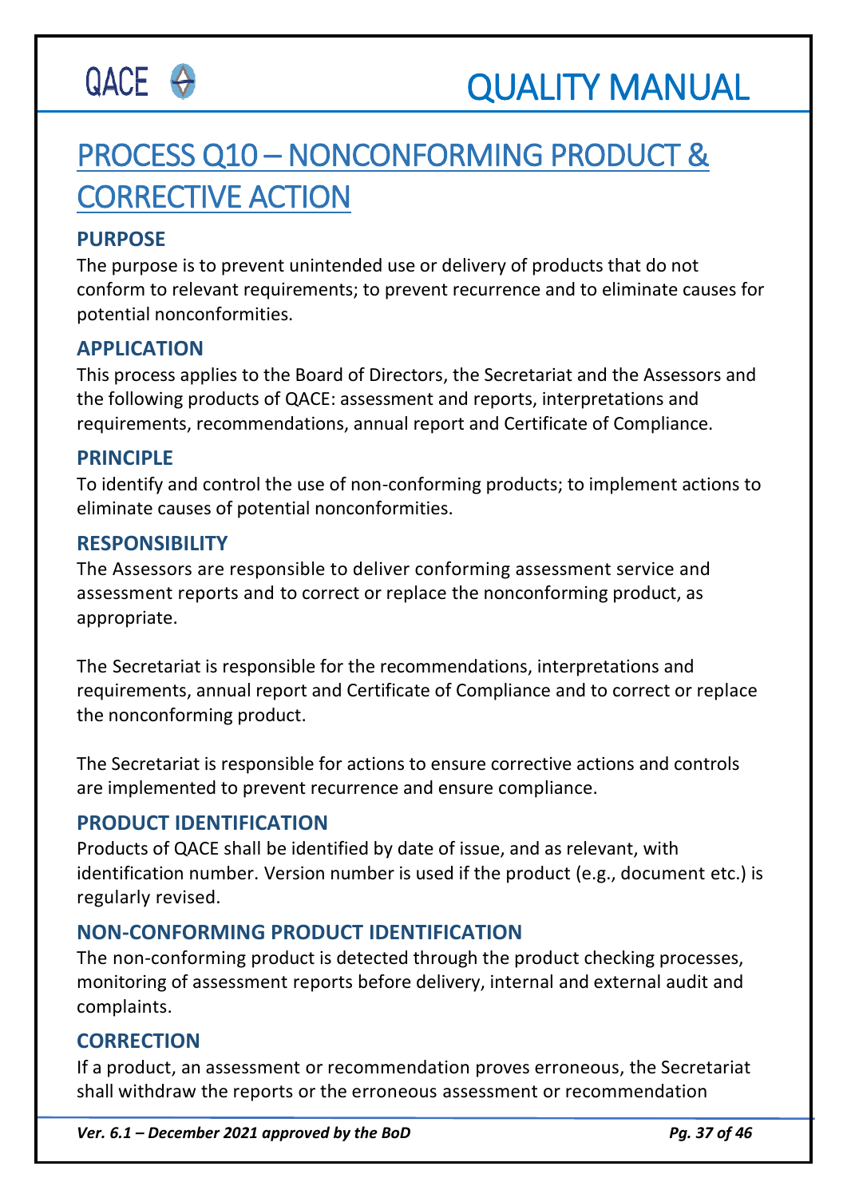# PROCESS Q10 – NONCONFORMING PRODUCT & CORRECTIVE ACTION

### PURPOSE

The purpose is to prevent unintended use or delivery of products that do not conform to relevant requirements; to prevent recurrence and to eliminate causes for potential nonconformities.

### APPLICATION

This process applies to the Board of Directors, the Secretariat and the Assessors and the following products of QACE: assessment and reports, interpretations and requirements, recommendations, annual report and Certificate of Compliance.

### PRINCIPLE

To identify and control the use of non-conforming products; to implement actions to eliminate causes of potential nonconformities.

### RESPONSIBILITY

The Assessors are responsible to deliver conforming assessment service and assessment reports and to correct or replace the nonconforming product, as appropriate.

The Secretariat is responsible for the recommendations, interpretations and requirements, annual report and Certificate of Compliance and to correct or replace the nonconforming product.

The Secretariat is responsible for actions to ensure corrective actions and controls are implemented to prevent recurrence and ensure compliance.

### PRODUCT IDENTIFICATION

Products of QACE shall be identified by date of issue, and as relevant, with identification number. Version number is used if the product (e.g., document etc.) is regularly revised.

### NON-CONFORMING PRODUCT IDENTIFICATION

The non-conforming product is detected through the product checking processes, monitoring of assessment reports before delivery, internal and external audit and complaints.

### CORRECTION

If a product, an assessment or recommendation proves erroneous, the Secretariat shall withdraw the reports or the erroneous assessment or recommendation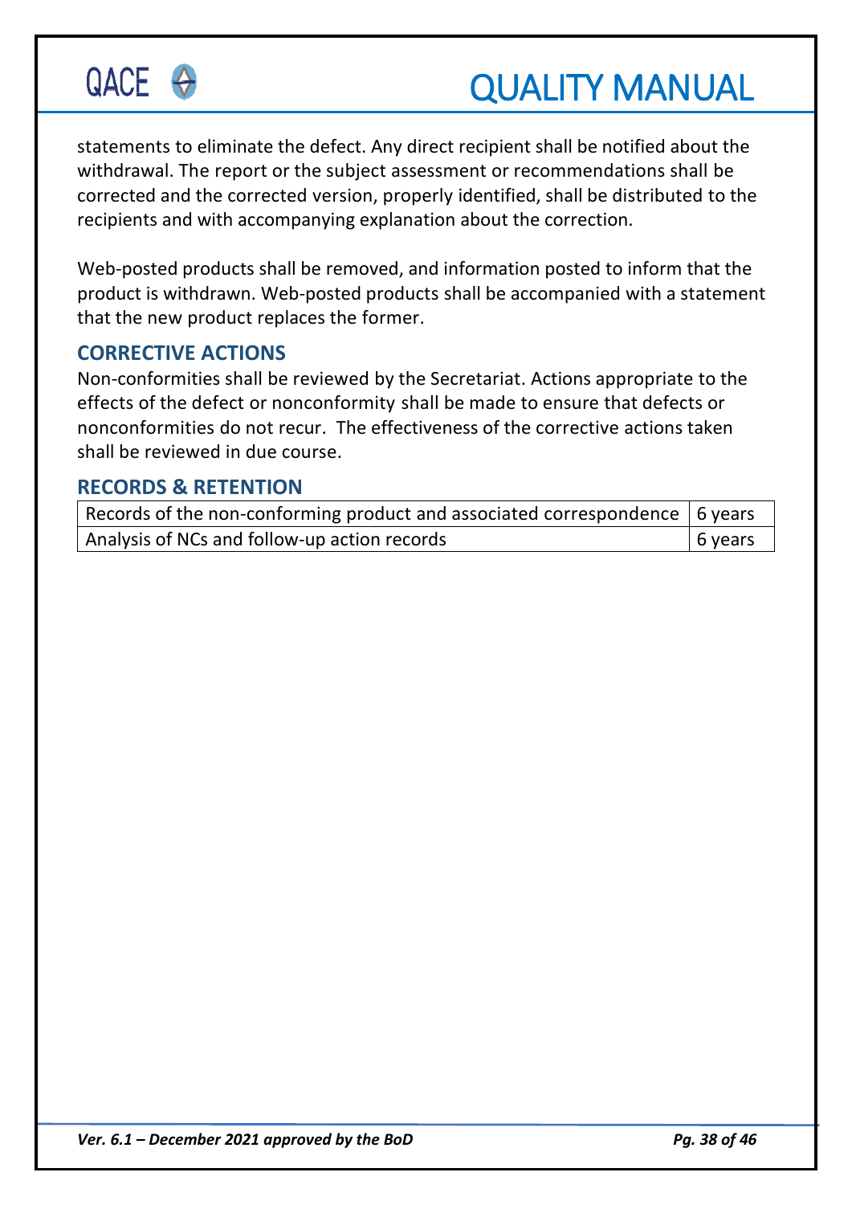statements to eliminate the defect. Any direct recipient shall be notified about the withdrawal. The report or the subject assessment or recommendations shall be corrected and the corrected version, properly identified, shall be distributed to the recipients and with accompanying explanation about the correction.

Web-posted products shall be removed, and information posted to inform that the product is withdrawn. Web-posted products shall be accompanied with a statement that the new product replaces the former.

## CORRECTIVE ACTIONS

Non-conformities shall be reviewed by the Secretariat. Actions appropriate to the effects of the defect or nonconformity shall be made to ensure that defects or nonconformities do not recur. The effectiveness of the corrective actions taken shall be reviewed in due course.

## RECORDS & RETENTION

| | |
|---|---|
| Records of the non-conforming product and associated correspondence | 6 years |
| Analysis of NCs and follow-up action records | 6 years |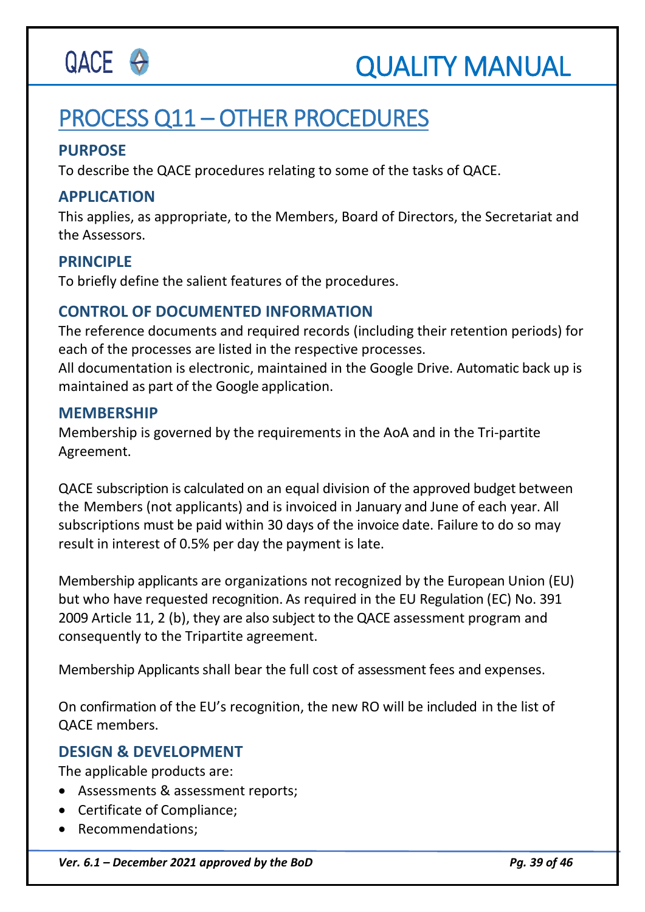# PROCESS Q11 – OTHER PROCEDURES

## PURPOSE

To describe the QACE procedures relating to some of the tasks of QACE.

## APPLICATION

This applies, as appropriate, to the Members, Board of Directors, the Secretariat and the Assessors.

## PRINCIPLE

To briefly define the salient features of the procedures.

## CONTROL OF DOCUMENTED INFORMATION

The reference documents and required records (including their retention periods) for each of the processes are listed in the respective processes.
All documentation is electronic, maintained in the Google Drive. Automatic back up is maintained as part of the Google application.

## MEMBERSHIP

Membership is governed by the requirements in the AoA and in the Tri-partite Agreement.

QACE subscription is calculated on an equal division of the approved budget between the Members (not applicants) and is invoiced in January and June of each year. All subscriptions must be paid within 30 days of the invoice date. Failure to do so may result in interest of 0.5% per day the payment is late.

Membership applicants are organizations not recognized by the European Union (EU) but who have requested recognition. As required in the EU Regulation (EC) No. 391 2009 Article 11, 2 (b), they are also subject to the QACE assessment program and consequently to the Tripartite agreement.

Membership Applicants shall bear the full cost of assessment fees and expenses.

On confirmation of the EU's recognition, the new RO will be included in the list of QACE members.

## DESIGN & DEVELOPMENT

The applicable products are:

- Assessments & assessment reports;
- Certificate of Compliance;
- Recommendations;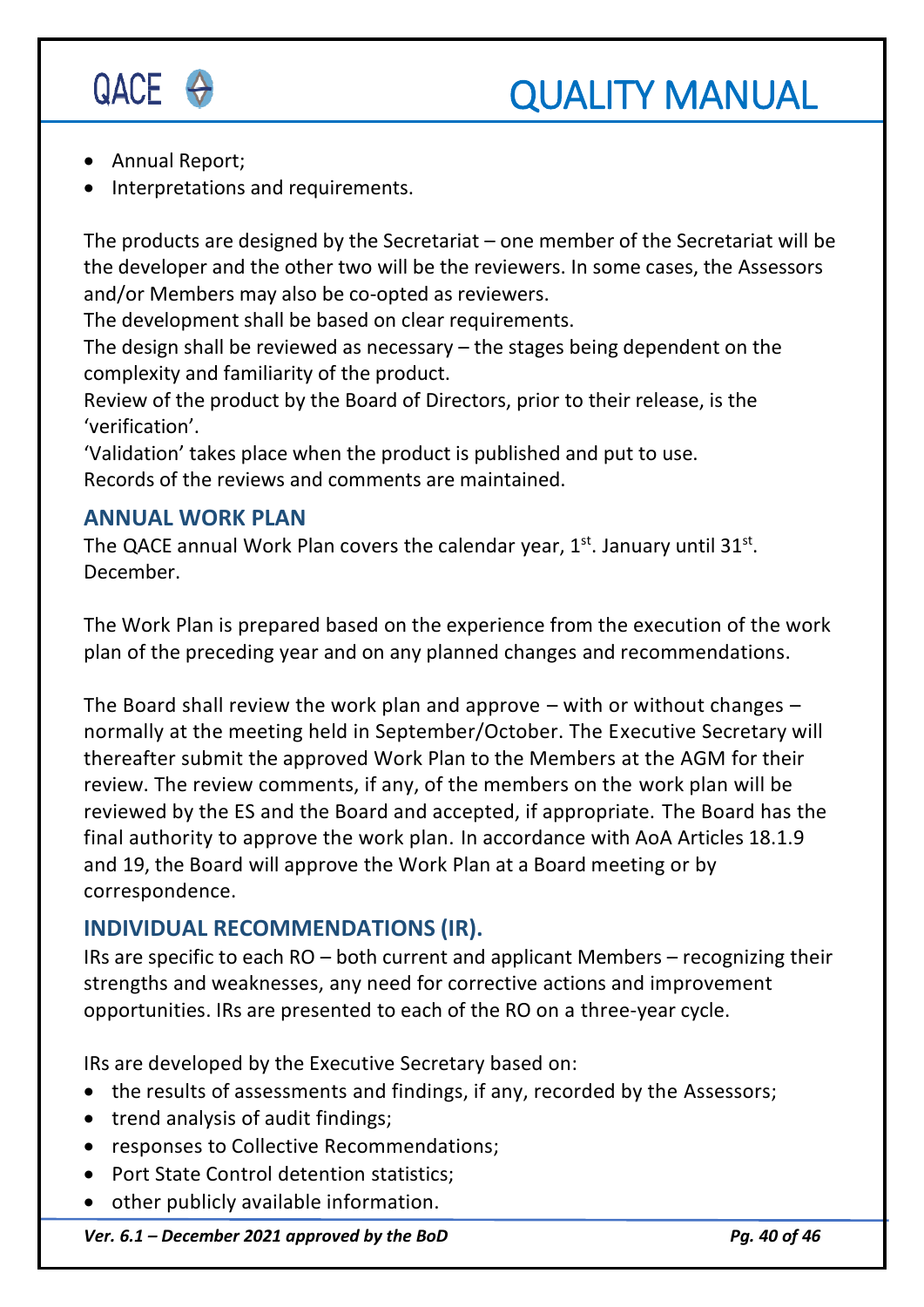- Annual Report;
- Interpretations and requirements.

The products are designed by the Secretariat – one member of the Secretariat will be the developer and the other two will be the reviewers. In some cases, the Assessors and/or Members may also be co-opted as reviewers.
The development shall be based on clear requirements.
The design shall be reviewed as necessary – the stages being dependent on the complexity and familiarity of the product.
Review of the product by the Board of Directors, prior to their release, is the 'verification'.
'Validation' takes place when the product is published and put to use.
Records of the reviews and comments are maintained.

## ANNUAL WORK PLAN

The QACE annual Work Plan covers the calendar year, 1st. January until 31st. December.

The Work Plan is prepared based on the experience from the execution of the work plan of the preceding year and on any planned changes and recommendations.

The Board shall review the work plan and approve – with or without changes – normally at the meeting held in September/October. The Executive Secretary will thereafter submit the approved Work Plan to the Members at the AGM for their review. The review comments, if any, of the members on the work plan will be reviewed by the ES and the Board and accepted, if appropriate. The Board has the final authority to approve the work plan. In accordance with AoA Articles 18.1.9 and 19, the Board will approve the Work Plan at a Board meeting or by correspondence.

## INDIVIDUAL RECOMMENDATIONS (IR).

IRs are specific to each RO – both current and applicant Members – recognizing their strengths and weaknesses, any need for corrective actions and improvement opportunities. IRs are presented to each of the RO on a three-year cycle.

IRs are developed by the Executive Secretary based on:

- the results of assessments and findings, if any, recorded by the Assessors;
- trend analysis of audit findings;
- responses to Collective Recommendations;
- Port State Control detention statistics;
- other publicly available information.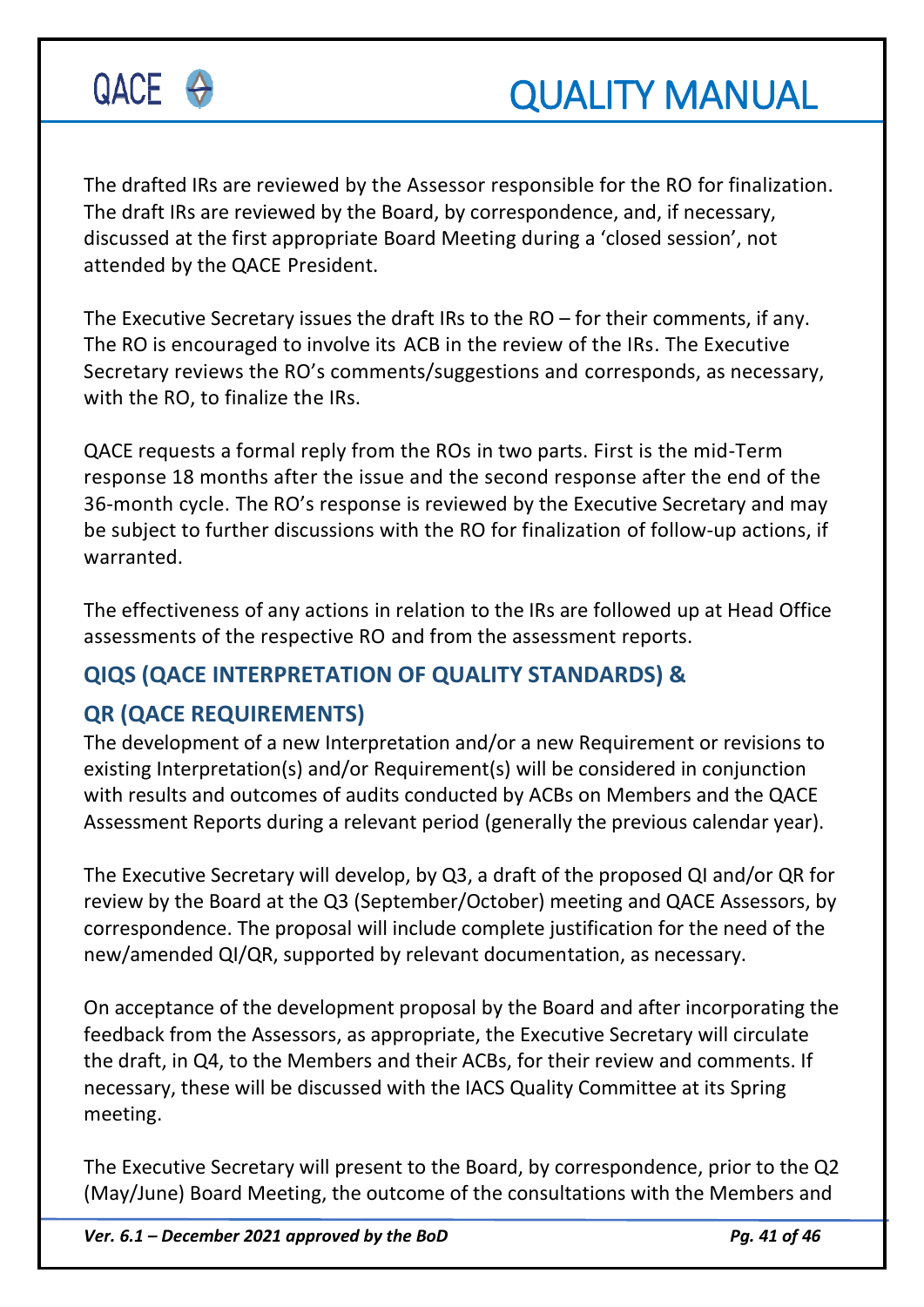The drafted IRs are reviewed by the Assessor responsible for the RO for finalization. The draft IRs are reviewed by the Board, by correspondence, and, if necessary, discussed at the first appropriate Board Meeting during a 'closed session', not attended by the QACE President.

The Executive Secretary issues the draft IRs to the RO – for their comments, if any. The RO is encouraged to involve its ACB in the review of the IRs. The Executive Secretary reviews the RO's comments/suggestions and corresponds, as necessary, with the RO, to finalize the IRs.

QACE requests a formal reply from the ROs in two parts. First is the mid-Term response 18 months after the issue and the second response after the end of the 36-month cycle. The RO's response is reviewed by the Executive Secretary and may be subject to further discussions with the RO for finalization of follow-up actions, if warranted.

The effectiveness of any actions in relation to the IRs are followed up at Head Office assessments of the respective RO and from the assessment reports.

## QIQS (QACE INTERPRETATION OF QUALITY STANDARDS) & QR (QACE REQUIREMENTS)

The development of a new Interpretation and/or a new Requirement or revisions to existing Interpretation(s) and/or Requirement(s) will be considered in conjunction with results and outcomes of audits conducted by ACBs on Members and the QACE Assessment Reports during a relevant period (generally the previous calendar year).

The Executive Secretary will develop, by Q3, a draft of the proposed QI and/or QR for review by the Board at the Q3 (September/October) meeting and QACE Assessors, by correspondence. The proposal will include complete justification for the need of the new/amended QI/QR, supported by relevant documentation, as necessary.

On acceptance of the development proposal by the Board and after incorporating the feedback from the Assessors, as appropriate, the Executive Secretary will circulate the draft, in Q4, to the Members and their ACBs, for their review and comments. If necessary, these will be discussed with the IACS Quality Committee at its Spring meeting.

The Executive Secretary will present to the Board, by correspondence, prior to the Q2 (May/June) Board Meeting, the outcome of the consultations with the Members and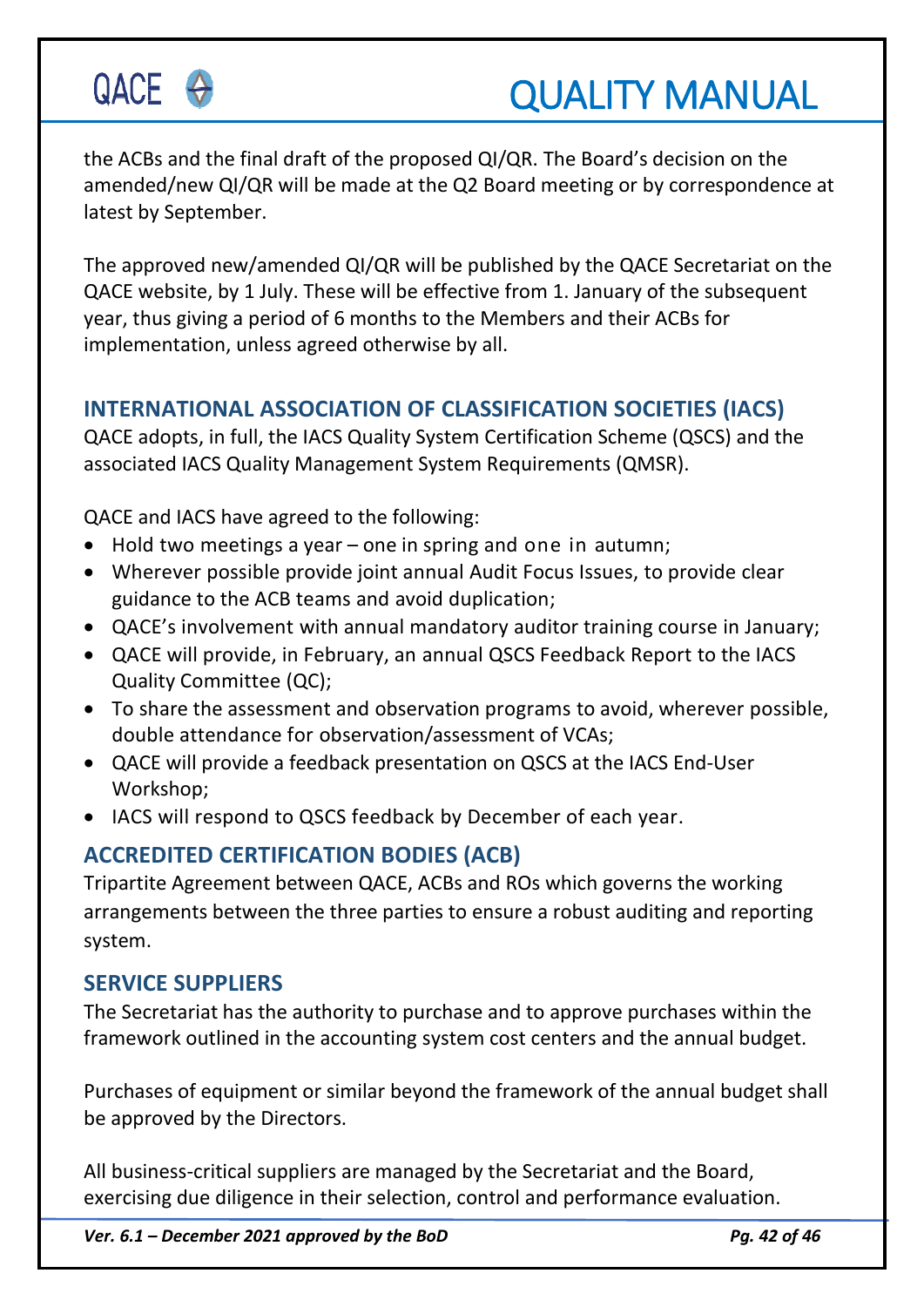the ACBs and the final draft of the proposed QI/QR. The Board's decision on the amended/new QI/QR will be made at the Q2 Board meeting or by correspondence at latest by September.

The approved new/amended QI/QR will be published by the QACE Secretariat on the QACE website, by 1 July. These will be effective from 1. January of the subsequent year, thus giving a period of 6 months to the Members and their ACBs for implementation, unless agreed otherwise by all.

## INTERNATIONAL ASSOCIATION OF CLASSIFICATION SOCIETIES (IACS)

QACE adopts, in full, the IACS Quality System Certification Scheme (QSCS) and the associated IACS Quality Management System Requirements (QMSR).

QACE and IACS have agreed to the following:

- Hold two meetings a year – one in spring and one in autumn;
- Wherever possible provide joint annual Audit Focus Issues, to provide clear guidance to the ACB teams and avoid duplication;
- QACE's involvement with annual mandatory auditor training course in January;
- QACE will provide, in February, an annual QSCS Feedback Report to the IACS Quality Committee (QC);
- To share the assessment and observation programs to avoid, wherever possible, double attendance for observation/assessment of VCAs;
- QACE will provide a feedback presentation on QSCS at the IACS End-User Workshop;
- IACS will respond to QSCS feedback by December of each year.

## ACCREDITED CERTIFICATION BODIES (ACB)

Tripartite Agreement between QACE, ACBs and ROs which governs the working arrangements between the three parties to ensure a robust auditing and reporting system.

## SERVICE SUPPLIERS

The Secretariat has the authority to purchase and to approve purchases within the framework outlined in the accounting system cost centers and the annual budget.

Purchases of equipment or similar beyond the framework of the annual budget shall be approved by the Directors.

All business-critical suppliers are managed by the Secretariat and the Board, exercising due diligence in their selection, control and performance evaluation.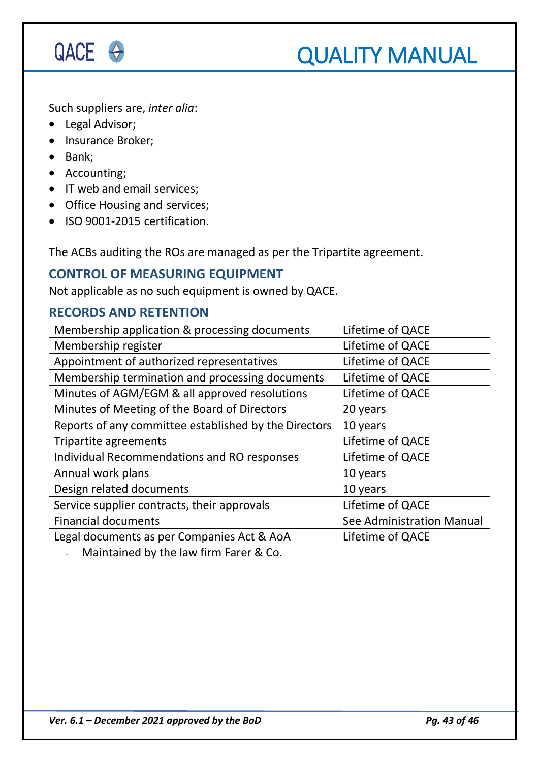Such suppliers are, *inter alia*:

- Legal Advisor;
- Insurance Broker;
- Bank;
- Accounting;
- IT web and email services;
- Office Housing and services;
- ISO 9001-2015 certification.

The ACBs auditing the ROs are managed as per the Tripartite agreement.

## CONTROL OF MEASURING EQUIPMENT

Not applicable as no such equipment is owned by QACE.

## RECORDS AND RETENTION

| | |
|---|---|
| Membership application & processing documents | Lifetime of QACE |
| Membership register | Lifetime of QACE |
| Appointment of authorized representatives | Lifetime of QACE |
| Membership termination and processing documents | Lifetime of QACE |
| Minutes of AGM/EGM & all approved resolutions | Lifetime of QACE |
| Minutes of Meeting of the Board of Directors | 20 years |
| Reports of any committee established by the Directors | 10 years |
| Tripartite agreements | Lifetime of QACE |
| Individual Recommendations and RO responses | Lifetime of QACE |
| Annual work plans | 10 years |
| Design related documents | 10 years |
| Service supplier contracts, their approvals | Lifetime of QACE |
| Financial documents | See Administration Manual |
| Legal documents as per Companies Act & AoA<br>- Maintained by the law firm Farer & Co. | Lifetime of QACE |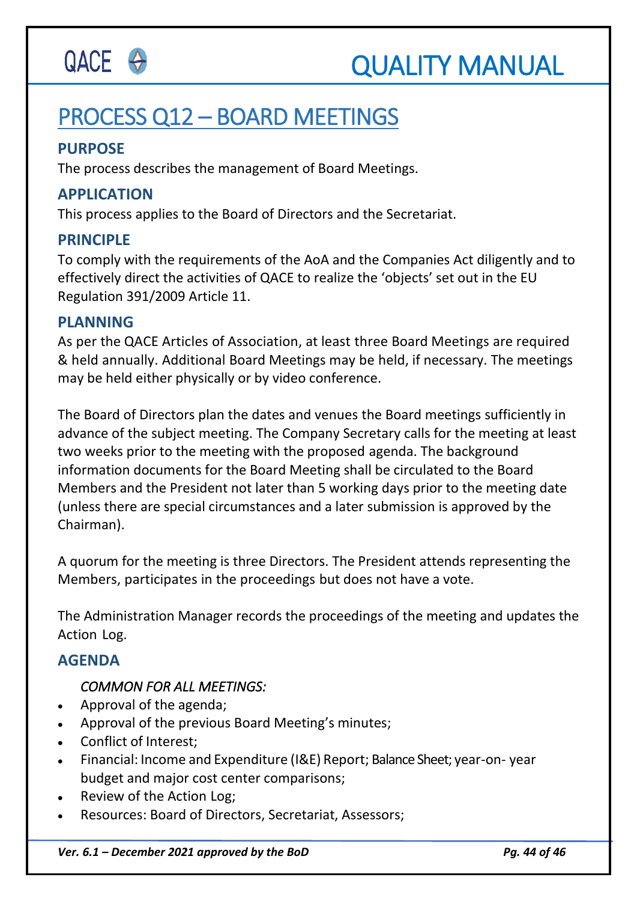# PROCESS Q12 – BOARD MEETINGS

## PURPOSE

The process describes the management of Board Meetings.

## APPLICATION

This process applies to the Board of Directors and the Secretariat.

## PRINCIPLE

To comply with the requirements of the AoA and the Companies Act diligently and to effectively direct the activities of QACE to realize the 'objects' set out in the EU Regulation 391/2009 Article 11.

## PLANNING

As per the QACE Articles of Association, at least three Board Meetings are required & held annually. Additional Board Meetings may be held, if necessary. The meetings may be held either physically or by video conference.

The Board of Directors plan the dates and venues the Board meetings sufficiently in advance of the subject meeting. The Company Secretary calls for the meeting at least two weeks prior to the meeting with the proposed agenda. The background information documents for the Board Meeting shall be circulated to the Board Members and the President not later than 5 working days prior to the meeting date (unless there are special circumstances and a later submission is approved by the Chairman).

A quorum for the meeting is three Directors. The President attends representing the Members, participates in the proceedings but does not have a vote.

The Administration Manager records the proceedings of the meeting and updates the Action Log.

## AGENDA

*COMMON FOR ALL MEETINGS:*

- Approval of the agenda;
- Approval of the previous Board Meeting's minutes;
- Conflict of Interest;
- Financial: Income and Expenditure (I&E) Report; Balance Sheet; year-on- year budget and major cost center comparisons;
- Review of the Action Log;
- Resources: Board of Directors, Secretariat, Assessors;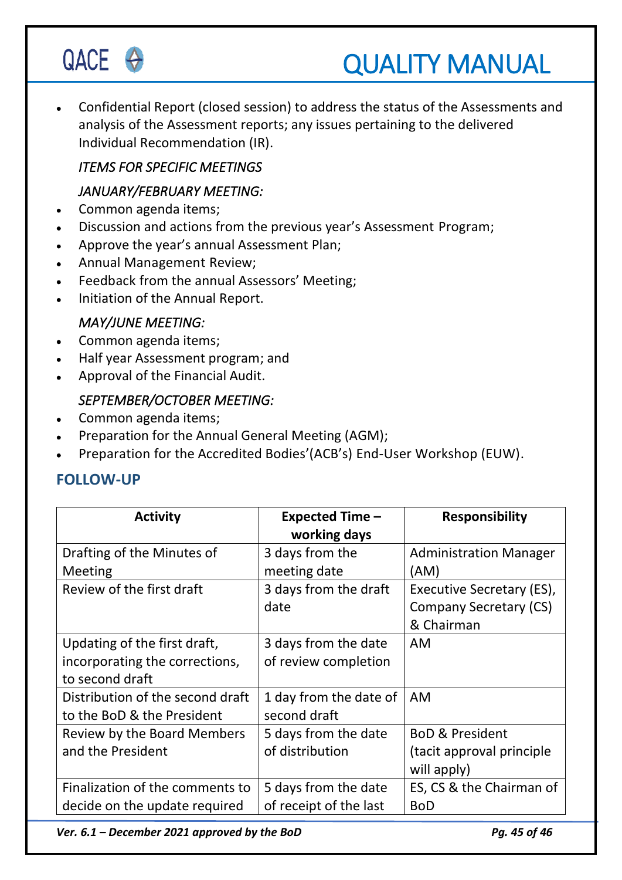- Confidential Report (closed session) to address the status of the Assessments and analysis of the Assessment reports; any issues pertaining to the delivered Individual Recommendation (IR).

*ITEMS FOR SPECIFIC MEETINGS*

*JANUARY/FEBRUARY MEETING:*

- Common agenda items;
- Discussion and actions from the previous year's Assessment Program;
- Approve the year's annual Assessment Plan;
- Annual Management Review;
- Feedback from the annual Assessors' Meeting;
- Initiation of the Annual Report.

*MAY/JUNE MEETING:*

- Common agenda items;
- Half year Assessment program; and
- Approval of the Financial Audit.

*SEPTEMBER/OCTOBER MEETING:*

- Common agenda items;
- Preparation for the Annual General Meeting (AGM);
- Preparation for the Accredited Bodies'(ACB's) End-User Workshop (EUW).

## FOLLOW-UP

| Activity | Expected Time – working days | Responsibility |
|---|---|---|
| Drafting of the Minutes of Meeting | 3 days from the meeting date | Administration Manager (AM) |
| Review of the first draft | 3 days from the draft date | Executive Secretary (ES), Company Secretary (CS) & Chairman |
| Updating of the first draft, incorporating the corrections, to second draft | 3 days from the date of review completion | AM |
| Distribution of the second draft to the BoD & the President | 1 day from the date of second draft | AM |
| Review by the Board Members and the President | 5 days from the date of distribution | BoD & President (tacit approval principle will apply) |
| Finalization of the comments to decide on the update required | 5 days from the date of receipt of the last | ES, CS & the Chairman of BoD |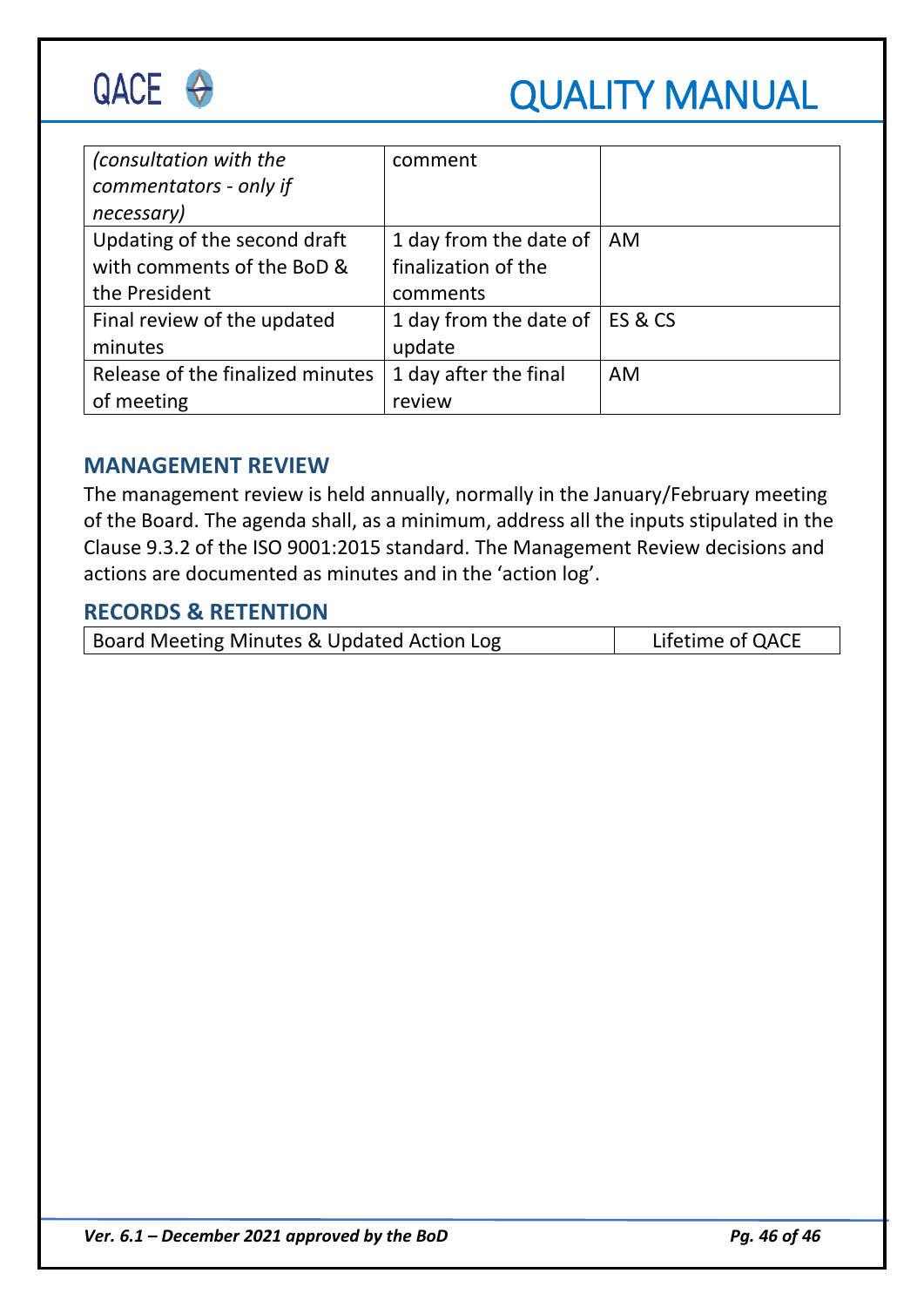| | | |
|---|---|---|
| *(consultation with the commentators - only if necessary)* | comment | |
| Updating of the second draft with comments of the BoD & the President | 1 day from the date of finalization of the comments | AM |
| Final review of the updated minutes | 1 day from the date of update | ES & CS |
| Release of the finalized minutes of meeting | 1 day after the final review | AM |

## MANAGEMENT REVIEW

The management review is held annually, normally in the January/February meeting of the Board. The agenda shall, as a minimum, address all the inputs stipulated in the Clause 9.3.2 of the ISO 9001:2015 standard. The Management Review decisions and actions are documented as minutes and in the 'action log'.

## RECORDS & RETENTION

| | |
|---|---|
| Board Meeting Minutes & Updated Action Log | Lifetime of QACE |